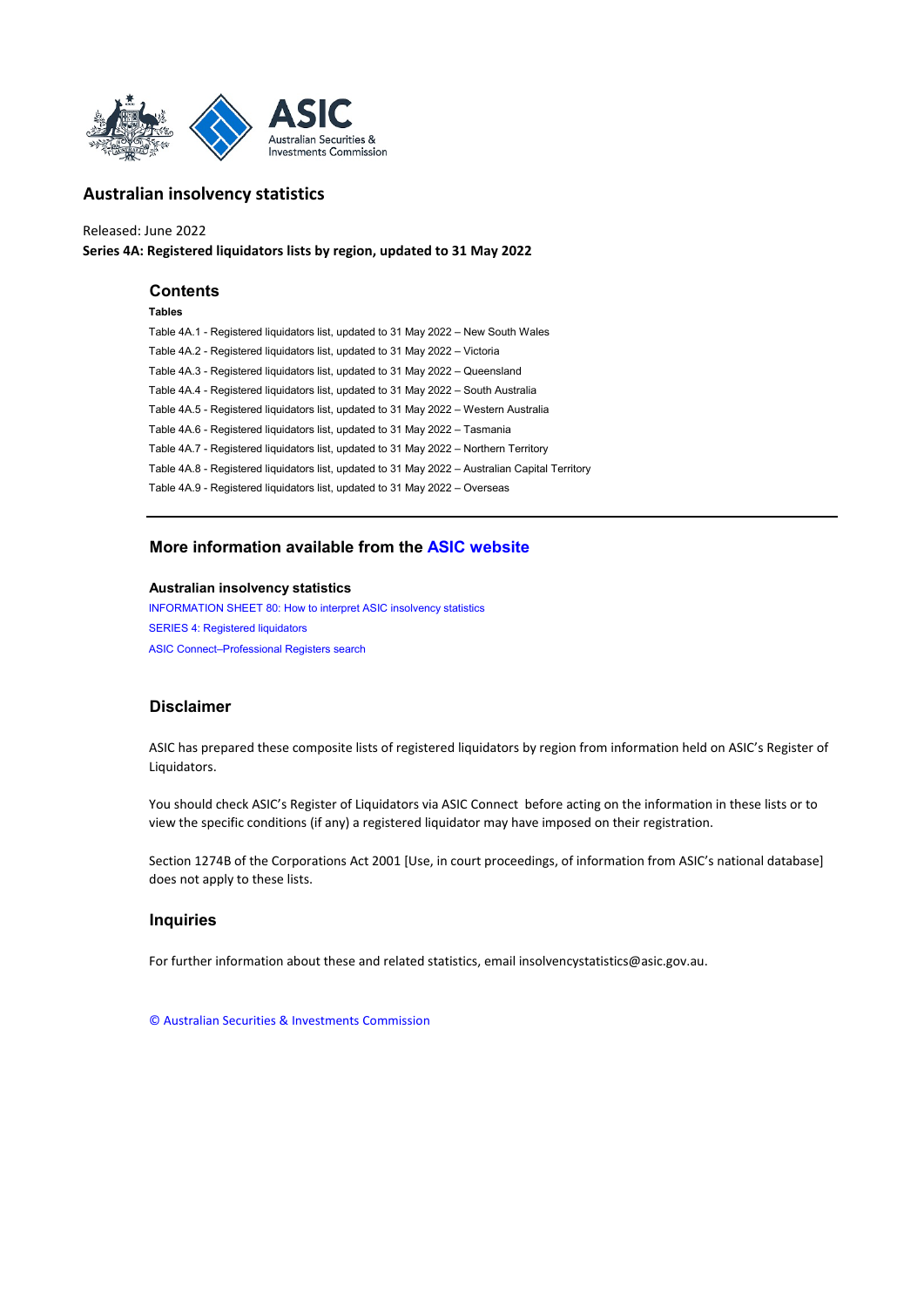# Australian insolvency statistics

Released: June 2022

**Series 4A: Registered liquidators lists by region, updated to 31 May 2022**

## Contents

**Tables**

Table 4A.1 - Registered liquidators list, updated to 31 May 2022 – New South Wales

Table 4A.2 - Registered liquidators list, updated to 31 May 2022 – Victoria

Table 4A.3 - Registered liquidators list, updated to 31 May 2022 – Queensland

Table 4A.4 - Registered liquidators list, updated to 31 May 2022 – South Australia

Table 4A.5 - Registered liquidators list, updated to 31 May 2022 – Western Australia

Table 4A.6 - Registered liquidators list, updated to 31 May 2022 – Tasmania

Table 4A.7 - Registered liquidators list, updated to 31 May 2022 – Northern Territory

Table 4A.8 - Registered liquidators list, updated to 31 May 2022 – Australian Capital Territory

Table 4A.9 - Registered liquidators list, updated to 31 May 2022 – Overseas

---

## More information available from the ASIC website

### Australian insolvency statistics

INFORMATION SHEET 80: How to interpret ASIC insolvency statistics

SERIES 4: Registered liquidators

ASIC Connect–Professional Registers search

## Disclaimer

ASIC has prepared these composite lists of registered liquidators by region from information held on ASIC's Register of Liquidators.

You should check ASIC's Register of Liquidators via ASIC Connect before acting on the information in these lists or to view the specific conditions (if any) a registered liquidator may have imposed on their registration.

Section 1274B of the Corporations Act 2001 [Use, in court proceedings, of information from ASIC's national database] does not apply to these lists.

## Inquiries

For further information about these and related statistics, email insolvencystatistics@asic.gov.au.

© Australian Securities & Investments Commission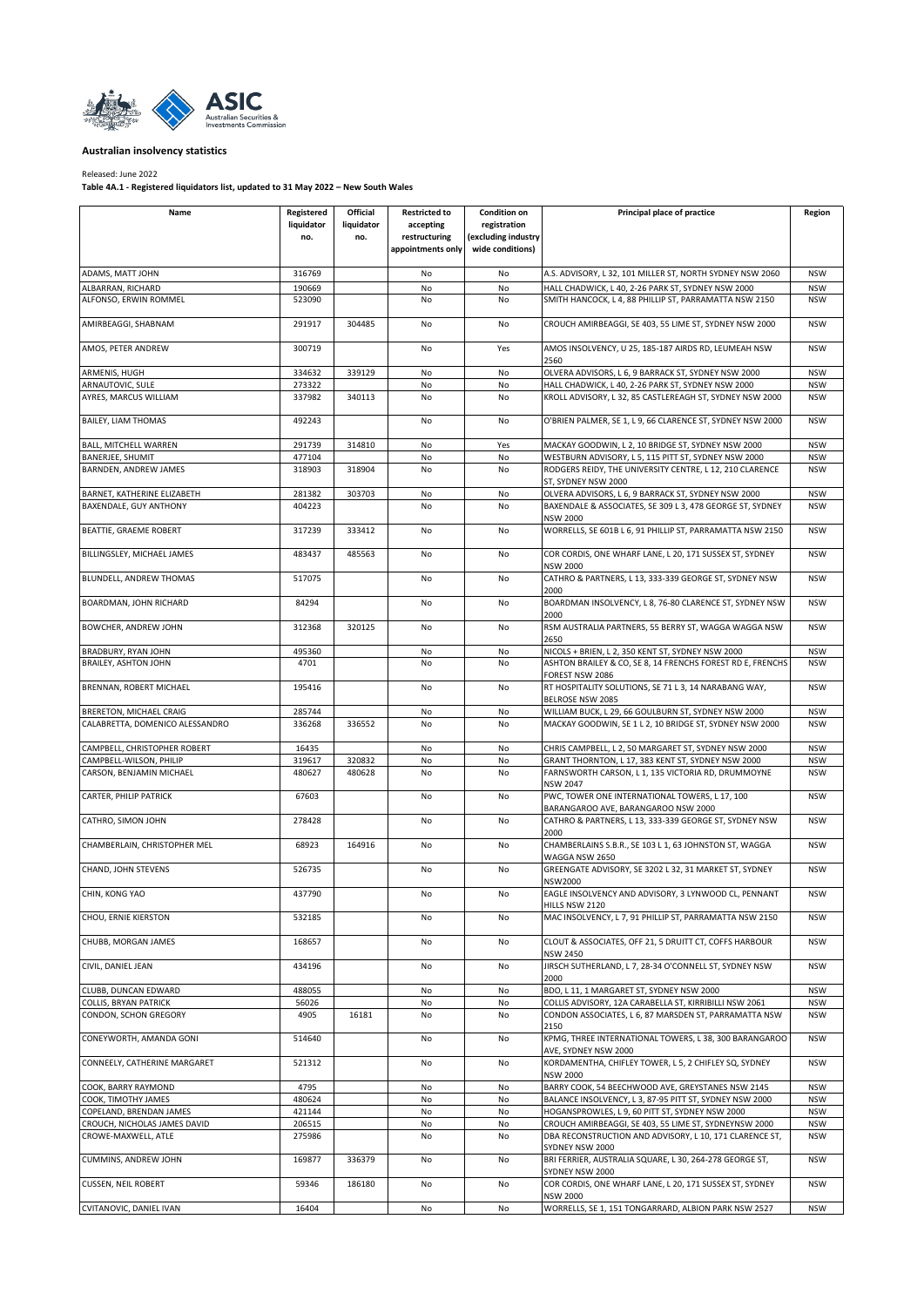**Australian insolvency statistics**

Released: June 2022

**Table 4A.1 - Registered liquidators list, updated to 31 May 2022 – New South Wales**

| Name | Registered liquidator no. | Official liquidator no. | Restricted to accepting restructuring appointments only | Condition on registration (excluding industry wide conditions) | Principal place of practice | Region |
|---|---|---|---|---|---|---|
| ADAMS, MATT JOHN | 316769 | | No | No | A.S. ADVISORY, L 32, 101 MILLER ST, NORTH SYDNEY NSW 2060 | NSW |
| ALBARRAN, RICHARD | 190669 | | No | No | HALL CHADWICK, L 40, 2-26 PARK ST, SYDNEY NSW 2000 | NSW |
| ALFONSO, ERWIN ROMMEL | 523090 | | No | No | SMITH HANCOCK, L 4, 88 PHILLIP ST, PARRAMATTA NSW 2150 | NSW |
| AMIRBEAGGI, SHABNAM | 291917 | 304485 | No | No | CROUCH AMIRBEAGGI, SE 403, 55 LIME ST, SYDNEY NSW 2000 | NSW |
| AMOS, PETER ANDREW | 300719 | | No | Yes | AMOS INSOLVENCY, U 25, 185-187 AIRDS RD, LEUMEAH NSW 2560 | NSW |
| ARMENIS, HUGH | 334632 | 339129 | No | No | OLVERA ADVISORS, L 6, 9 BARRACK ST, SYDNEY NSW 2000 | NSW |
| ARNAUTOVIC, SULE | 273322 | | No | No | HALL CHADWICK, L 40, 2-26 PARK ST, SYDNEY NSW 2000 | NSW |
| AYRES, MARCUS WILLIAM | 337982 | 340113 | No | No | KROLL ADVISORY, L 32, 85 CASTLEREAGH ST, SYDNEY NSW 2000 | NSW |
| BAILEY, LIAM THOMAS | 492243 | | No | No | O'BRIEN PALMER, SE 1, L 9, 66 CLARENCE ST, SYDNEY NSW 2000 | NSW |
| BALL, MITCHELL WARREN | 291739 | 314810 | No | Yes | MACKAY GOODWIN, L 2, 10 BRIDGE ST, SYDNEY NSW 2000 | NSW |
| BANERJEE, SHUMIT | 477104 | | No | No | WESTBURN ADVISORY, L 5, 115 PITT ST, SYDNEY NSW 2000 | NSW |
| BARNDEN, ANDREW JAMES | 318903 | 318904 | No | No | RODGERS REIDY, THE UNIVERSITY CENTRE, L 12, 210 CLARENCE ST, SYDNEY NSW 2000 | NSW |
| BARNET, KATHERINE ELIZABETH | 281382 | 303703 | No | No | OLVERA ADVISORS, L 6, 9 BARRACK ST, SYDNEY NSW 2000 | NSW |
| BAXENDALE, GUY ANTHONY | 404223 | | No | No | BAXENDALE & ASSOCIATES, SE 309 L 3, 478 GEORGE ST, SYDNEY NSW 2000 | NSW |
| BEATTIE, GRAEME ROBERT | 317239 | 333412 | No | No | WORRELLS, SE 601B L 6, 91 PHILLIP ST, PARRAMATTA NSW 2150 | NSW |
| BILLINGSLEY, MICHAEL JAMES | 483437 | 485563 | No | No | COR CORDIS, ONE WHARF LANE, L 20, 171 SUSSEX ST, SYDNEY NSW 2000 | NSW |
| BLUNDELL, ANDREW THOMAS | 517075 | | No | No | CATHRO & PARTNERS, L 13, 333-339 GEORGE ST, SYDNEY NSW 2000 | NSW |
| BOARDMAN, JOHN RICHARD | 84294 | | No | No | BOARDMAN INSOLVENCY, L 8, 76-80 CLARENCE ST, SYDNEY NSW 2000 | NSW |
| BOWCHER, ANDREW JOHN | 312368 | 320125 | No | No | RSM AUSTRALIA PARTNERS, 55 BERRY ST, WAGGA WAGGA NSW 2650 | NSW |
| BRADBURY, RYAN JOHN | 495360 | | No | No | NICOLS + BRIEN, L 2, 350 KENT ST, SYDNEY NSW 2000 | NSW |
| BRAILEY, ASHTON JOHN | 4701 | | No | No | ASHTON BRAILEY & CO, SE 8, 14 FRENCHS FOREST RD E, FRENCHS FOREST NSW 2086 | NSW |
| BRENNAN, ROBERT MICHAEL | 195416 | | No | No | RT HOSPITALITY SOLUTIONS, SE 71 L 3, 14 NARABANG WAY, BELROSE NSW 2085 | NSW |
| BRERETON, MICHAEL CRAIG | 285744 | | No | No | WILLIAM BUCK, L 29, 66 GOULBURN ST, SYDNEY NSW 2000 | NSW |
| CALABRETTA, DOMENICO ALESSANDRO | 336268 | 336552 | No | No | MACKAY GOODWIN, SE 1 L 2, 10 BRIDGE ST, SYDNEY NSW 2000 | NSW |
| CAMPBELL, CHRISTOPHER ROBERT | 16435 | | No | No | CHRIS CAMPBELL, L 2, 50 MARGARET ST, SYDNEY NSW 2000 | NSW |
| CAMPBELL-WILSON, PHILIP | 319617 | 320832 | No | No | GRANT THORNTON, L 17, 383 KENT ST, SYDNEY NSW 2000 | NSW |
| CARSON, BENJAMIN MICHAEL | 480627 | 480628 | No | No | FARNSWORTH CARSON, L 1, 135 VICTORIA RD, DRUMMOYNE NSW 2047 | NSW |
| CARTER, PHILIP PATRICK | 67603 | | No | No | PWC, TOWER ONE INTERNATIONAL TOWERS, L 17, 100 BARANGAROO AVE, BARANGAROO NSW 2000 | NSW |
| CATHRO, SIMON JOHN | 278428 | | No | No | CATHRO & PARTNERS, L 13, 333-339 GEORGE ST, SYDNEY NSW 2000 | NSW |
| CHAMBERLAIN, CHRISTOPHER MEL | 68923 | 164916 | No | No | CHAMBERLAINS S.B.R., SE 103 L 1, 63 JOHNSTON ST, WAGGA WAGGA NSW 2650 | NSW |
| CHAND, JOHN STEVENS | 526735 | | No | No | GREENGATE ADVISORY, SE 3202 L 32, 31 MARKET ST, SYDNEY NSW2000 | NSW |
| CHIN, KONG YAO | 437790 | | No | No | EAGLE INSOLVENCY AND ADVISORY, 3 LYNWOOD CL, PENNANT HILLS NSW 2120 | NSW |
| CHOU, ERNIE KIERSTON | 532185 | | No | No | MAC INSOLVENCY, L 7, 91 PHILLIP ST, PARRAMATTA NSW 2150 | NSW |
| CHUBB, MORGAN JAMES | 168657 | | No | No | CLOUT & ASSOCIATES, OFF 21, 5 DRUITT CT, COFFS HARBOUR NSW 2450 | NSW |
| CIVIL, DANIEL JEAN | 434196 | | No | No | JIRSCH SUTHERLAND, L 7, 28-34 O'CONNELL ST, SYDNEY NSW 2000 | NSW |
| CLUBB, DUNCAN EDWARD | 488055 | | No | No | BDO, L 11, 1 MARGARET ST, SYDNEY NSW 2000 | NSW |
| COLLIS, BRYAN PATRICK | 56026 | | No | No | COLLIS ADVISORY, 12A CARABELLA ST, KIRRIBILLI NSW 2061 | NSW |
| CONDON, SCHON GREGORY | 4905 | 16181 | No | No | CONDON ASSOCIATES, L 6, 87 MARSDEN ST, PARRAMATTA NSW 2150 | NSW |
| CONEYWORTH, AMANDA GONI | 514640 | | No | No | KPMG, THREE INTERNATIONAL TOWERS, L 38, 300 BARANGAROO AVE, SYDNEY NSW 2000 | NSW |
| CONNEELY, CATHERINE MARGARET | 521312 | | No | No | KORDAMENTHA, CHIFLEY TOWER, L 5, 2 CHIFLEY SQ, SYDNEY NSW 2000 | NSW |
| COOK, BARRY RAYMOND | 4795 | | No | No | BARRY COOK, 54 BEECHWOOD AVE, GREYSTANES NSW 2145 | NSW |
| COOK, TIMOTHY JAMES | 480624 | | No | No | BALANCE INSOLVENCY, L 3, 87-95 PITT ST, SYDNEY NSW 2000 | NSW |
| COPELAND, BRENDAN JAMES | 421144 | | No | No | HOGANSPROWLES, L 9, 60 PITT ST, SYDNEY NSW 2000 | NSW |
| CROUCH, NICHOLAS JAMES DAVID | 206515 | | No | No | CROUCH AMIRBEAGGI, SE 403, 55 LIME ST, SYDNEYNSW 2000 | NSW |
| CROWE-MAXWELL, ATLE | 275986 | | No | No | DBA RECONSTRUCTION AND ADVISORY, L 10, 171 CLARENCE ST, SYDNEY NSW 2000 | NSW |
| CUMMINS, ANDREW JOHN | 169877 | 336379 | No | No | BRI FERRIER, AUSTRALIA SQUARE, L 30, 264-278 GEORGE ST, SYDNEY NSW 2000 | NSW |
| CUSSEN, NEIL ROBERT | 59346 | 186180 | No | No | COR CORDIS, ONE WHARF LANE, L 20, 171 SUSSEX ST, SYDNEY NSW 2000 | NSW |
| CVITANOVIC, DANIEL IVAN | 16404 | | No | No | WORRELLS, SE 1, 151 TONGARRARD, ALBION PARK NSW 2527 | NSW |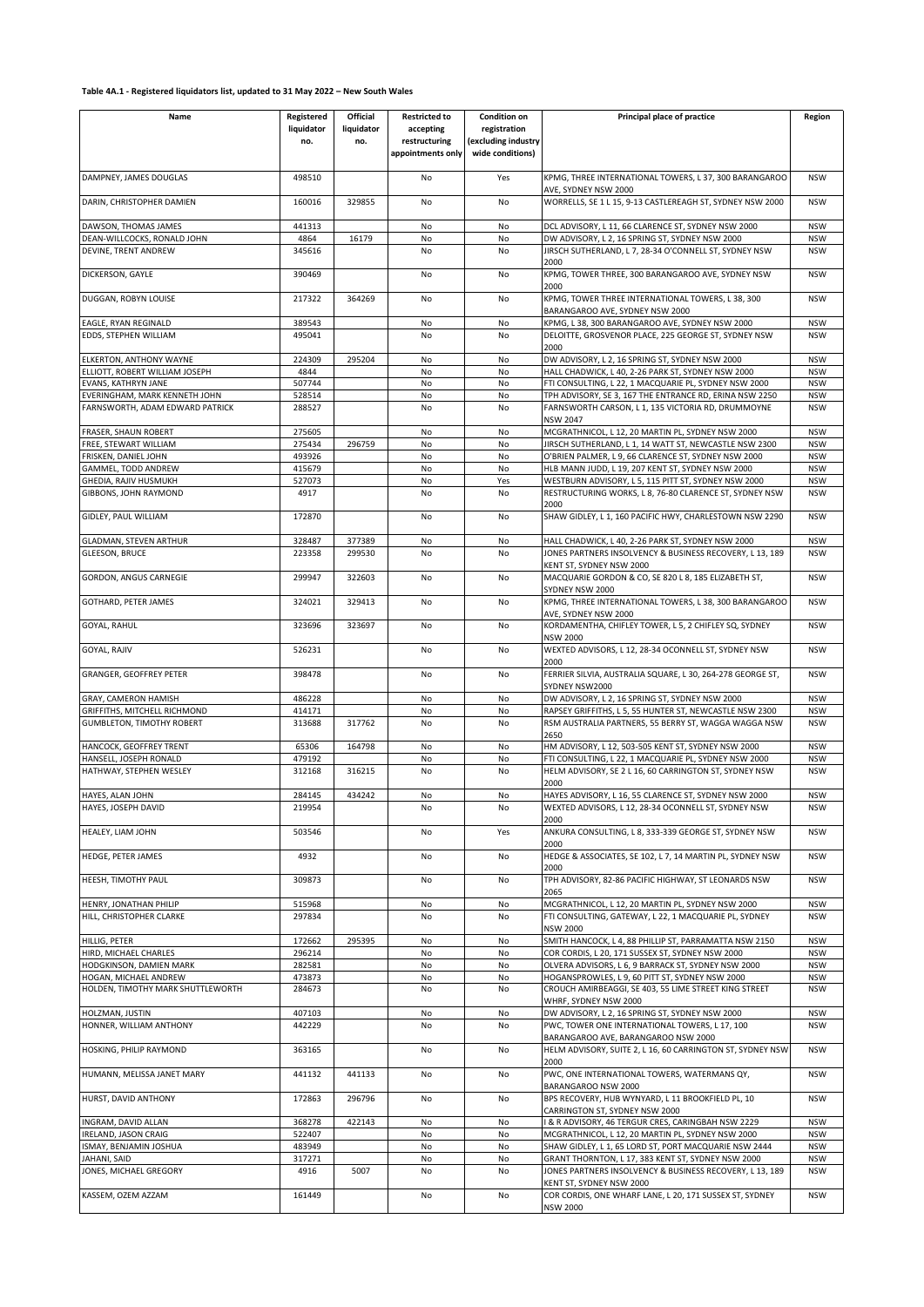**Table 4A.1 - Registered liquidators list, updated to 31 May 2022 – New South Wales**

| Name | Registered liquidator no. | Official liquidator no. | Restricted to accepting restructuring appointments only | Condition on registration (excluding industry wide conditions) | Principal place of practice | Region |
|---|---|---|---|---|---|---|
| DAMPNEY, JAMES DOUGLAS | 498510 | | No | Yes | KPMG, THREE INTERNATIONAL TOWERS, L 37, 300 BARANGAROO AVE, SYDNEY NSW 2000 | NSW |
| DARIN, CHRISTOPHER DAMIEN | 160016 | 329855 | No | No | WORRELLS, SE 1 L 15, 9-13 CASTLEREAGH ST, SYDNEY NSW 2000 | NSW |
| DAWSON, THOMAS JAMES | 441313 | | No | No | DCL ADVISORY, L 11, 66 CLARENCE ST, SYDNEY NSW 2000 | NSW |
| DEAN-WILLCOCKS, RONALD JOHN | 4864 | 16179 | No | No | DW ADVISORY, L 2, 16 SPRING ST, SYDNEY NSW 2000 | NSW |
| DEVINE, TRENT ANDREW | 345616 | | No | No | JIRSCH SUTHERLAND, L 7, 28-34 O'CONNELL ST, SYDNEY NSW 2000 | NSW |
| DICKERSON, GAYLE | 390469 | | No | No | KPMG, TOWER THREE, 300 BARANGAROO AVE, SYDNEY NSW 2000 | NSW |
| DUGGAN, ROBYN LOUISE | 217322 | 364269 | No | No | KPMG, TOWER THREE INTERNATIONAL TOWERS, L 38, 300 BARANGAROO AVE, SYDNEY NSW 2000 | NSW |
| EAGLE, RYAN REGINALD | 389543 | | No | No | KPMG, L 38, 300 BARANGAROO AVE, SYDNEY NSW 2000 | NSW |
| EDDS, STEPHEN WILLIAM | 495041 | | No | No | DELOITTE, GROSVENOR PLACE, 225 GEORGE ST, SYDNEY NSW 2000 | NSW |
| ELKERTON, ANTHONY WAYNE | 224309 | 295204 | No | No | DW ADVISORY, L 2, 16 SPRING ST, SYDNEY NSW 2000 | NSW |
| ELLIOTT, ROBERT WILLIAM JOSEPH | 4844 | | No | No | HALL CHADWICK, L 40, 2-26 PARK ST, SYDNEY NSW 2000 | NSW |
| EVANS, KATHRYN JANE | 507744 | | No | No | FTI CONSULTING, L 22, 1 MACQUARIE PL, SYDNEY NSW 2000 | NSW |
| EVERINGHAM, MARK KENNETH JOHN | 528514 | | No | No | TPH ADVISORY, SE 3, 167 THE ENTRANCE RD, ERINA NSW 2250 | NSW |
| FARNSWORTH, ADAM EDWARD PATRICK | 288527 | | No | No | FARNSWORTH CARSON, L 1, 135 VICTORIA RD, DRUMMOYNE NSW 2047 | NSW |
| FRASER, SHAUN ROBERT | 275605 | | No | No | MCGRATHNICOL, L 12, 20 MARTIN PL, SYDNEY NSW 2000 | NSW |
| FREE, STEWART WILLIAM | 275434 | 296759 | No | No | JIRSCH SUTHERLAND, L 1, 14 WATT ST, NEWCASTLE NSW 2300 | NSW |
| FRISKEN, DANIEL JOHN | 493926 | | No | No | O'BRIEN PALMER, L 9, 66 CLARENCE ST, SYDNEY NSW 2000 | NSW |
| GAMMEL, TODD ANDREW | 415679 | | No | No | HLB MANN JUDD, L 19, 207 KENT ST, SYDNEY NSW 2000 | NSW |
| GHEDIA, RAJIV HUSMUKH | 527073 | | No | Yes | WESTBURN ADVISORY, L 5, 115 PITT ST, SYDNEY NSW 2000 | NSW |
| GIBBONS, JOHN RAYMOND | 4917 | | No | No | RESTRUCTURING WORKS, L 8, 76-80 CLARENCE ST, SYDNEY NSW 2000 | NSW |
| GIDLEY, PAUL WILLIAM | 172870 | | No | No | SHAW GIDLEY, L 1, 160 PACIFIC HWY, CHARLESTOWN NSW 2290 | NSW |
| GLADMAN, STEVEN ARTHUR | 328487 | 377389 | No | No | HALL CHADWICK, L 40, 2-26 PARK ST, SYDNEY NSW 2000 | NSW |
| GLEESON, BRUCE | 223358 | 299530 | No | No | JONES PARTNERS INSOLVENCY & BUSINESS RECOVERY, L 13, 189 KENT ST, SYDNEY NSW 2000 | NSW |
| GORDON, ANGUS CARNEGIE | 299947 | 322603 | No | No | MACQUARIE GORDON & CO, SE 820 L 8, 185 ELIZABETH ST, SYDNEY NSW 2000 | NSW |
| GOTHARD, PETER JAMES | 324021 | 329413 | No | No | KPMG, THREE INTERNATIONAL TOWERS, L 38, 300 BARANGAROO AVE, SYDNEY NSW 2000 | NSW |
| GOYAL, RAHUL | 323696 | 323697 | No | No | KORDAMENTHA, CHIFLEY TOWER, L 5, 2 CHIFLEY SQ, SYDNEY NSW 2000 | NSW |
| GOYAL, RAJIV | 526231 | | No | No | WEXTED ADVISORS, L 12, 28-34 OCONNELL ST, SYDNEY NSW 2000 | NSW |
| GRANGER, GEOFFREY PETER | 398478 | | No | No | FERRIER SILVIA, AUSTRALIA SQUARE, L 30, 264-278 GEORGE ST, SYDNEY NSW2000 | NSW |
| GRAY, CAMERON HAMISH | 486228 | | No | No | DW ADVISORY, L 2, 16 SPRING ST, SYDNEY NSW 2000 | NSW |
| GRIFFITHS, MITCHELL RICHMOND | 414171 | | No | No | RAPSEY GRIFFITHS, L 5, 55 HUNTER ST, NEWCASTLE NSW 2300 | NSW |
| GUMBLETON, TIMOTHY ROBERT | 313688 | 317762 | No | No | RSM AUSTRALIA PARTNERS, 55 BERRY ST, WAGGA WAGGA NSW 2650 | NSW |
| HANCOCK, GEOFFREY TRENT | 65306 | 164798 | No | No | HM ADVISORY, L 12, 503-505 KENT ST, SYDNEY NSW 2000 | NSW |
| HANSELL, JOSEPH RONALD | 479192 | | No | No | FTI CONSULTING, L 22, 1 MACQUARIE PL, SYDNEY NSW 2000 | NSW |
| HATHWAY, STEPHEN WESLEY | 312168 | 316215 | No | No | HELM ADVISORY, SE 2 L 16, 60 CARRINGTON ST, SYDNEY NSW 2000 | NSW |
| HAYES, ALAN JOHN | 284145 | 434242 | No | No | HAYES ADVISORY, L 16, 55 CLARENCE ST, SYDNEY NSW 2000 | NSW |
| HAYES, JOSEPH DAVID | 219954 | | No | No | WEXTED ADVISORS, L 12, 28-34 OCONNELL ST, SYDNEY NSW 2000 | NSW |
| HEALEY, LIAM JOHN | 503546 | | No | Yes | ANKURA CONSULTING, L 8, 333-339 GEORGE ST, SYDNEY NSW 2000 | NSW |
| HEDGE, PETER JAMES | 4932 | | No | No | HEDGE & ASSOCIATES, SE 102, L 7, 14 MARTIN PL, SYDNEY NSW 2000 | NSW |
| HEESH, TIMOTHY PAUL | 309873 | | No | No | TPH ADVISORY, 82-86 PACIFIC HIGHWAY, ST LEONARDS NSW 2065 | NSW |
| HENRY, JONATHAN PHILIP | 515968 | | No | No | MCGRATHNICOL, L 12, 20 MARTIN PL, SYDNEY NSW 2000 | NSW |
| HILL, CHRISTOPHER CLARKE | 297834 | | No | No | FTI CONSULTING, GATEWAY, L 22, 1 MACQUARIE PL, SYDNEY NSW 2000 | NSW |
| HILLIG, PETER | 172662 | 295395 | No | No | SMITH HANCOCK, L 4, 88 PHILLIP ST, PARRAMATTA NSW 2150 | NSW |
| HIRD, MICHAEL CHARLES | 296214 | | No | No | COR CORDIS, L 20, 171 SUSSEX ST, SYDNEY NSW 2000 | NSW |
| HODGKINSON, DAMIEN MARK | 282581 | | No | No | OLVERA ADVISORS, L 6, 9 BARRACK ST, SYDNEY NSW 2000 | NSW |
| HOGAN, MICHAEL ANDREW | 473873 | | No | No | HOGANSPROWLES, L 9, 60 PITT ST, SYDNEY NSW 2000 | NSW |
| HOLDEN, TIMOTHY MARK SHUTTLEWORTH | 284673 | | No | No | CROUCH AMIRBEAGGI, SE 403, 55 LIME STREET KING STREET WHRF, SYDNEY NSW 2000 | NSW |
| HOLZMAN, JUSTIN | 407103 | | No | No | DW ADVISORY, L 2, 16 SPRING ST, SYDNEY NSW 2000 | NSW |
| HONNER, WILLIAM ANTHONY | 442229 | | No | No | PWC, TOWER ONE INTERNATIONAL TOWERS, L 17, 100 BARANGAROO AVE, BARANGAROO NSW 2000 | NSW |
| HOSKING, PHILIP RAYMOND | 363165 | | No | No | HELM ADVISORY, SUITE 2, L 16, 60 CARRINGTON ST, SYDNEY NSW 2000 | NSW |
| HUMANN, MELISSA JANET MARY | 441132 | 441133 | No | No | PWC, ONE INTERNATIONAL TOWERS, WATERMANS QY, BARANGAROO NSW 2000 | NSW |
| HURST, DAVID ANTHONY | 172863 | 296796 | No | No | BPS RECOVERY, HUB WYNYARD, L 11 BROOKFIELD PL, 10 CARRINGTON ST, SYDNEY NSW 2000 | NSW |
| INGRAM, DAVID ALLAN | 368278 | 422143 | No | No | I & R ADVISORY, 46 TERGUR CRES, CARINGBAH NSW 2229 | NSW |
| IRELAND, JASON CRAIG | 522407 | | No | No | MCGRATHNICOL, L 12, 20 MARTIN PL, SYDNEY NSW 2000 | NSW |
| ISMAY, BENJAMIN JOSHUA | 483949 | | No | No | SHAW GIDLEY, L 1, 65 LORD ST, PORT MACQUARIE NSW 2444 | NSW |
| JAHANI, SAID | 317271 | | No | No | GRANT THORNTON, L 17, 383 KENT ST, SYDNEY NSW 2000 | NSW |
| JONES, MICHAEL GREGORY | 4916 | 5007 | No | No | JONES PARTNERS INSOLVENCY & BUSINESS RECOVERY, L 13, 189 KENT ST, SYDNEY NSW 2000 | NSW |
| KASSEM, OZEM AZZAM | 161449 | | No | No | COR CORDIS, ONE WHARF LANE, L 20, 171 SUSSEX ST, SYDNEY NSW 2000 | NSW |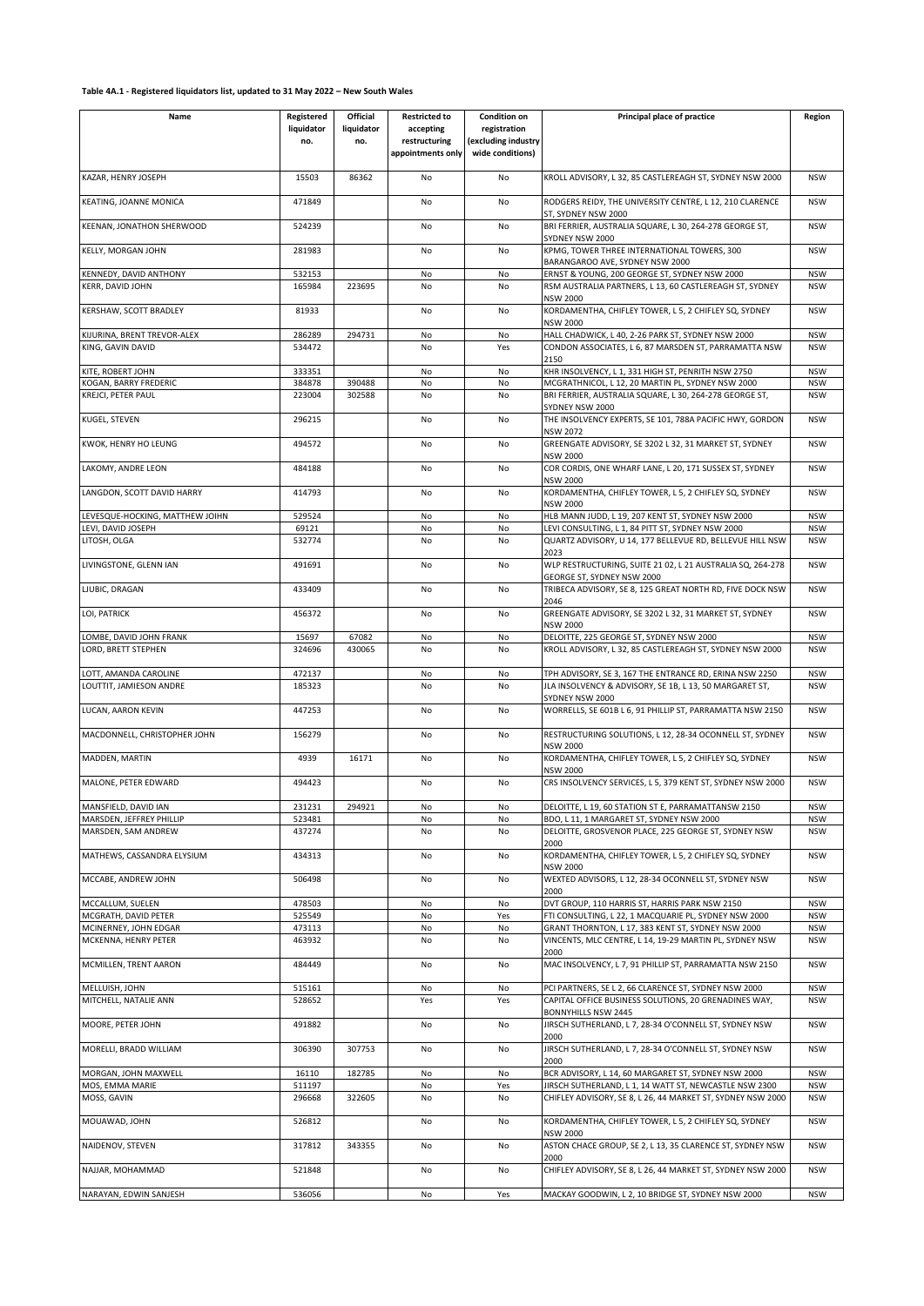**Table 4A.1 - Registered liquidators list, updated to 31 May 2022 – New South Wales**

| Name | Registered liquidator no. | Official liquidator no. | Restricted to accepting restructuring appointments only | Condition on registration (excluding industry wide conditions) | Principal place of practice | Region |
|---|---|---|---|---|---|---|
| KAZAR, HENRY JOSEPH | 15503 | 86362 | No | No | KROLL ADVISORY, L 32, 85 CASTLEREAGH ST, SYDNEY NSW 2000 | NSW |
| KEATING, JOANNE MONICA | 471849 | | No | No | RODGERS REIDY, THE UNIVERSITY CENTRE, L 12, 210 CLARENCE ST, SYDNEY NSW 2000 | NSW |
| KEENAN, JONATHON SHERWOOD | 524239 | | No | No | BRI FERRIER, AUSTRALIA SQUARE, L 30, 264-278 GEORGE ST, SYDNEY NSW 2000 | NSW |
| KELLY, MORGAN JOHN | 281983 | | No | No | KPMG, TOWER THREE INTERNATIONAL TOWERS, 300 BARANGAROO AVE, SYDNEY NSW 2000 | NSW |
| KENNEDY, DAVID ANTHONY | 532153 | | No | No | ERNST & YOUNG, 200 GEORGE ST, SYDNEY NSW 2000 | NSW |
| KERR, DAVID JOHN | 165984 | 223695 | No | No | RSM AUSTRALIA PARTNERS, L 13, 60 CASTLEREAGH ST, SYDNEY NSW 2000 | NSW |
| KERSHAW, SCOTT BRADLEY | 81933 | | No | No | KORDAMENTHA, CHIFLEY TOWER, L 5, 2 CHIFLEY SQ, SYDNEY NSW 2000 | NSW |
| KIJURINA, BRENT TREVOR-ALEX | 286289 | 294731 | No | No | HALL CHADWICK, L 40, 2-26 PARK ST, SYDNEY NSW 2000 | NSW |
| KING, GAVIN DAVID | 534472 | | No | Yes | CONDON ASSOCIATES, L 6, 87 MARSDEN ST, PARRAMATTA NSW 2150 | NSW |
| KITE, ROBERT JOHN | 333351 | | No | No | KHR INSOLVENCY, L 1, 331 HIGH ST, PENRITH NSW 2750 | NSW |
| KOGAN, BARRY FREDERIC | 384878 | 390488 | No | No | MCGRATHNICOL, L 12, 20 MARTIN PL, SYDNEY NSW 2000 | NSW |
| KREJCI, PETER PAUL | 223004 | 302588 | No | No | BRI FERRIER, AUSTRALIA SQUARE, L 30, 264-278 GEORGE ST, SYDNEY NSW 2000 | NSW |
| KUGEL, STEVEN | 296215 | | No | No | THE INSOLVENCY EXPERTS, SE 101, 788A PACIFIC HWY, GORDON NSW 2072 | NSW |
| KWOK, HENRY HO LEUNG | 494572 | | No | No | GREENGATE ADVISORY, SE 3202 L 32, 31 MARKET ST, SYDNEY NSW 2000 | NSW |
| LAKOMY, ANDRE LEON | 484188 | | No | No | COR CORDIS, ONE WHARF LANE, L 20, 171 SUSSEX ST, SYDNEY NSW 2000 | NSW |
| LANGDON, SCOTT DAVID HARRY | 414793 | | No | No | KORDAMENTHA, CHIFLEY TOWER, L 5, 2 CHIFLEY SQ, SYDNEY NSW 2000 | NSW |
| LEVESQUE-HOCKING, MATTHEW JOIHN | 529524 | | No | No | HLB MANN JUDD, L 19, 207 KENT ST, SYDNEY NSW 2000 | NSW |
| LEVI, DAVID JOSEPH | 69121 | | No | No | LEVI CONSULTING, L 1, 84 PITT ST, SYDNEY NSW 2000 | NSW |
| LITOSH, OLGA | 532774 | | No | No | QUARTZ ADVISORY, U 14, 177 BELLEVUE RD, BELLEVUE HILL NSW 2023 | NSW |
| LIVINGSTONE, GLENN IAN | 491691 | | No | No | WLP RESTRUCTURING, SUITE 21 02, L 21 AUSTRALIA SQ, 264-278 GEORGE ST, SYDNEY NSW 2000 | NSW |
| LJUBIC, DRAGAN | 433409 | | No | No | TRIBECA ADVISORY, SE 8, 125 GREAT NORTH RD, FIVE DOCK NSW 2046 | NSW |
| LOI, PATRICK | 456372 | | No | No | GREENGATE ADVISORY, SE 3202 L 32, 31 MARKET ST, SYDNEY NSW 2000 | NSW |
| LOMBE, DAVID JOHN FRANK | 15697 | 67082 | No | No | DELOITTE, 225 GEORGE ST, SYDNEY NSW 2000 | NSW |
| LORD, BRETT STEPHEN | 324696 | 430065 | No | No | KROLL ADVISORY, L 32, 85 CASTLEREAGH ST, SYDNEY NSW 2000 | NSW |
| LOTT, AMANDA CAROLINE | 472137 | | No | No | TPH ADVISORY, SE 3, 167 THE ENTRANCE RD, ERINA NSW 2250 | NSW |
| LOUTTIT, JAMIESON ANDRE | 185323 | | No | No | JLA INSOLVENCY & ADVISORY, SE 1B, L 13, 50 MARGARET ST, SYDNEY NSW 2000 | NSW |
| LUCAN, AARON KEVIN | 447253 | | No | No | WORRELLS, SE 601B L 6, 91 PHILLIP ST, PARRAMATTA NSW 2150 | NSW |
| MACDONNELL, CHRISTOPHER JOHN | 156279 | | No | No | RESTRUCTURING SOLUTIONS, L 12, 28-34 OCONNELL ST, SYDNEY NSW 2000 | NSW |
| MADDEN, MARTIN | 4939 | 16171 | No | No | KORDAMENTHA, CHIFLEY TOWER, L 5, 2 CHIFLEY SQ, SYDNEY NSW 2000 | NSW |
| MALONE, PETER EDWARD | 494423 | | No | No | CRS INSOLVENCY SERVICES, L 5, 379 KENT ST, SYDNEY NSW 2000 | NSW |
| MANSFIELD, DAVID IAN | 231231 | 294921 | No | No | DELOITTE, L 19, 60 STATION ST E, PARRAMATTANSW 2150 | NSW |
| MARSDEN, JEFFREY PHILLIP | 523481 | | No | No | BDO, L 11, 1 MARGARET ST, SYDNEY NSW 2000 | NSW |
| MARSDEN, SAM ANDREW | 437274 | | No | No | DELOITTE, GROSVENOR PLACE, 225 GEORGE ST, SYDNEY NSW 2000 | NSW |
| MATHEWS, CASSANDRA ELYSIUM | 434313 | | No | No | KORDAMENTHA, CHIFLEY TOWER, L 5, 2 CHIFLEY SQ, SYDNEY NSW 2000 | NSW |
| MCCABE, ANDREW JOHN | 506498 | | No | No | WEXTED ADVISORS, L 12, 28-34 OCONNELL ST, SYDNEY NSW 2000 | NSW |
| MCCALLUM, SUELEN | 478503 | | No | No | DVT GROUP, 110 HARRIS ST, HARRIS PARK NSW 2150 | NSW |
| MCGRATH, DAVID PETER | 525549 | | No | Yes | FTI CONSULTING, L 22, 1 MACQUARIE PL, SYDNEY NSW 2000 | NSW |
| MCINERNEY, JOHN EDGAR | 473113 | | No | No | GRANT THORNTON, L 17, 383 KENT ST, SYDNEY NSW 2000 | NSW |
| MCKENNA, HENRY PETER | 463932 | | No | No | VINCENTS, MLC CENTRE, L 14, 19-29 MARTIN PL, SYDNEY NSW 2000 | NSW |
| MCMILLEN, TRENT AARON | 484449 | | No | No | MAC INSOLVENCY, L 7, 91 PHILLIP ST, PARRAMATTA NSW 2150 | NSW |
| MELLUISH, JOHN | 515161 | | No | No | PCI PARTNERS, SE L 2, 66 CLARENCE ST, SYDNEY NSW 2000 | NSW |
| MITCHELL, NATALIE ANN | 528652 | | Yes | Yes | CAPITAL OFFICE BUSINESS SOLUTIONS, 20 GRENADINES WAY, BONNYHILLS NSW 2445 | NSW |
| MOORE, PETER JOHN | 491882 | | No | No | JIRSCH SUTHERLAND, L 7, 28-34 O'CONNELL ST, SYDNEY NSW 2000 | NSW |
| MORELLI, BRADD WILLIAM | 306390 | 307753 | No | No | JIRSCH SUTHERLAND, L 7, 28-34 O'CONNELL ST, SYDNEY NSW 2000 | NSW |
| MORGAN, JOHN MAXWELL | 16110 | 182785 | No | No | BCR ADVISORY, L 14, 60 MARGARET ST, SYDNEY NSW 2000 | NSW |
| MOS, EMMA MARIE | 511197 | | No | Yes | JIRSCH SUTHERLAND, L 1, 14 WATT ST, NEWCASTLE NSW 2300 | NSW |
| MOSS, GAVIN | 296668 | 322605 | No | No | CHIFLEY ADVISORY, SE 8, L 26, 44 MARKET ST, SYDNEY NSW 2000 | NSW |
| MOUAWAD, JOHN | 526812 | | No | No | KORDAMENTHA, CHIFLEY TOWER, L 5, 2 CHIFLEY SQ, SYDNEY NSW 2000 | NSW |
| NAIDENOV, STEVEN | 317812 | 343355 | No | No | ASTON CHACE GROUP, SE 2, L 13, 35 CLARENCE ST, SYDNEY NSW 2000 | NSW |
| NAJJAR, MOHAMMAD | 521848 | | No | No | CHIFLEY ADVISORY, SE 8, L 26, 44 MARKET ST, SYDNEY NSW 2000 | NSW |
| NARAYAN, EDWIN SANJESH | 536056 | | No | Yes | MACKAY GOODWIN, L 2, 10 BRIDGE ST, SYDNEY NSW 2000 | NSW |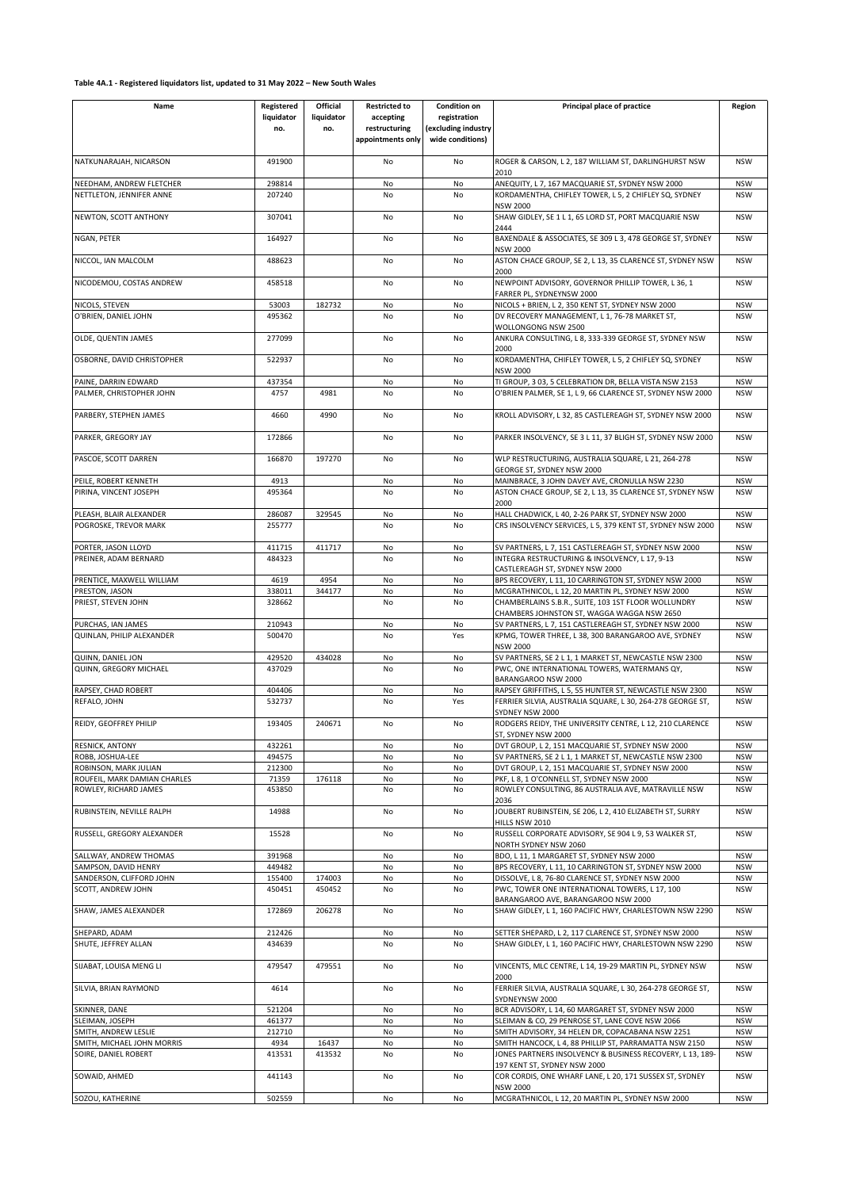**Table 4A.1 - Registered liquidators list, updated to 31 May 2022 – New South Wales**

| Name | Registered liquidator no. | Official liquidator no. | Restricted to accepting restructuring appointments only | Condition on registration (excluding industry wide conditions) | Principal place of practice | Region |
|---|---|---|---|---|---|---|
| NATKUNARAJAH, NICARSON | 491900 | | No | No | ROGER & CARSON, L 2, 187 WILLIAM ST, DARLINGHURST NSW 2010 | NSW |
| NEEDHAM, ANDREW FLETCHER | 298814 | | No | No | ANEQUITY, L 7, 167 MACQUARIE ST, SYDNEY NSW 2000 | NSW |
| NETTLETON, JENNIFER ANNE | 207240 | | No | No | KORDAMENTHA, CHIFLEY TOWER, L 5, 2 CHIFLEY SQ, SYDNEY NSW 2000 | NSW |
| NEWTON, SCOTT ANTHONY | 307041 | | No | No | SHAW GIDLEY, SE 1 L 1, 65 LORD ST, PORT MACQUARIE NSW 2444 | NSW |
| NGAN, PETER | 164927 | | No | No | BAXENDALE & ASSOCIATES, SE 309 L 3, 478 GEORGE ST, SYDNEY NSW 2000 | NSW |
| NICCOL, IAN MALCOLM | 488623 | | No | No | ASTON CHACE GROUP, SE 2, L 13, 35 CLARENCE ST, SYDNEY NSW 2000 | NSW |
| NICODEMOU, COSTAS ANDREW | 458518 | | No | No | NEWPOINT ADVISORY, GOVERNOR PHILLIP TOWER, L 36, 1 FARRER PL, SYDNEYNSW 2000 | NSW |
| NICOLS, STEVEN | 53003 | 182732 | No | No | NICOLS + BRIEN, L 2, 350 KENT ST, SYDNEY NSW 2000 | NSW |
| O'BRIEN, DANIEL JOHN | 495362 | | No | No | DV RECOVERY MANAGEMENT, L 1, 76-78 MARKET ST, WOLLONGONG NSW 2500 | NSW |
| OLDE, QUENTIN JAMES | 277099 | | No | No | ANKURA CONSULTING, L 8, 333-339 GEORGE ST, SYDNEY NSW 2000 | NSW |
| OSBORNE, DAVID CHRISTOPHER | 522937 | | No | No | KORDAMENTHA, CHIFLEY TOWER, L 5, 2 CHIFLEY SQ, SYDNEY NSW 2000 | NSW |
| PAINE, DARRIN EDWARD | 437354 | | No | No | TI GROUP, 3 03, 5 CELEBRATION DR, BELLA VISTA NSW 2153 | NSW |
| PALMER, CHRISTOPHER JOHN | 4757 | 4981 | No | No | O'BRIEN PALMER, SE 1, L 9, 66 CLARENCE ST, SYDNEY NSW 2000 | NSW |
| PARBERY, STEPHEN JAMES | 4660 | 4990 | No | No | KROLL ADVISORY, L 32, 85 CASTLEREAGH ST, SYDNEY NSW 2000 | NSW |
| PARKER, GREGORY JAY | 172866 | | No | No | PARKER INSOLVENCY, SE 3 L 11, 37 BLIGH ST, SYDNEY NSW 2000 | NSW |
| PASCOE, SCOTT DARREN | 166870 | 197270 | No | No | WLP RESTRUCTURING, AUSTRALIA SQUARE, L 21, 264-278 GEORGE ST, SYDNEY NSW 2000 | NSW |
| PEILE, ROBERT KENNETH | 4913 | | No | No | MAINBRACE, 3 JOHN DAVEY AVE, CRONULLA NSW 2230 | NSW |
| PIRINA, VINCENT JOSEPH | 495364 | | No | No | ASTON CHACE GROUP, SE 2, L 13, 35 CLARENCE ST, SYDNEY NSW 2000 | NSW |
| PLEASH, BLAIR ALEXANDER | 286087 | 329545 | No | No | HALL CHADWICK, L 40, 2-26 PARK ST, SYDNEY NSW 2000 | NSW |
| POGROSKE, TREVOR MARK | 255777 | | No | No | CRS INSOLVENCY SERVICES, L 5, 379 KENT ST, SYDNEY NSW 2000 | NSW |
| PORTER, JASON LLOYD | 411715 | 411717 | No | No | SV PARTNERS, L 7, 151 CASTLEREAGH ST, SYDNEY NSW 2000 | NSW |
| PREINER, ADAM BERNARD | 484323 | | No | No | INTEGRA RESTRUCTURING & INSOLVENCY, L 17, 9-13 CASTLEREAGH ST, SYDNEY NSW 2000 | NSW |
| PRENTICE, MAXWELL WILLIAM | 4619 | 4954 | No | No | BPS RECOVERY, L 11, 10 CARRINGTON ST, SYDNEY NSW 2000 | NSW |
| PRESTON, JASON | 338011 | 344177 | No | No | MCGRATHNICOL, L 12, 20 MARTIN PL, SYDNEY NSW 2000 | NSW |
| PRIEST, STEVEN JOHN | 328662 | | No | No | CHAMBERLAINS S.B.R., SUITE, 103 1ST FLOOR WOLLUNDRY CHAMBERS JOHNSTON ST, WAGGA WAGGA NSW 2650 | NSW |
| PURCHAS, IAN JAMES | 210943 | | No | No | SV PARTNERS, L 7, 151 CASTLEREAGH ST, SYDNEY NSW 2000 | NSW |
| QUINLAN, PHILIP ALEXANDER | 500470 | | No | Yes | KPMG, TOWER THREE, L 38, 300 BARANGAROO AVE, SYDNEY NSW 2000 | NSW |
| QUINN, DANIEL JON | 429520 | 434028 | No | No | SV PARTNERS, SE 2 L 1, 1 MARKET ST, NEWCASTLE NSW 2300 | NSW |
| QUINN, GREGORY MICHAEL | 437029 | | No | No | PWC, ONE INTERNATIONAL TOWERS, WATERMANS QY, BARANGAROO NSW 2000 | NSW |
| RAPSEY, CHAD ROBERT | 404406 | | No | No | RAPSEY GRIFFITHS, L 5, 55 HUNTER ST, NEWCASTLE NSW 2300 | NSW |
| REFALO, JOHN | 532737 | | No | Yes | FERRIER SILVIA, AUSTRALIA SQUARE, L 30, 264-278 GEORGE ST, SYDNEY NSW 2000 | NSW |
| REIDY, GEOFFREY PHILIP | 193405 | 240671 | No | No | RODGERS REIDY, THE UNIVERSITY CENTRE, L 12, 210 CLARENCE ST, SYDNEY NSW 2000 | NSW |
| RESNICK, ANTONY | 432261 | | No | No | DVT GROUP, L 2, 151 MACQUARIE ST, SYDNEY NSW 2000 | NSW |
| ROBB, JOSHUA-LEE | 494575 | | No | No | SV PARTNERS, SE 2 L 1, 1 MARKET ST, NEWCASTLE NSW 2300 | NSW |
| ROBINSON, MARK JULIAN | 212300 | | No | No | DVT GROUP, L 2, 151 MACQUARIE ST, SYDNEY NSW 2000 | NSW |
| ROUFEIL, MARK DAMIAN CHARLES | 71359 | 176118 | No | No | PKF, L 8, 1 O'CONNELL ST, SYDNEY NSW 2000 | NSW |
| ROWLEY, RICHARD JAMES | 453850 | | No | No | ROWLEY CONSULTING, 86 AUSTRALIA AVE, MATRAVILLE NSW 2036 | NSW |
| RUBINSTEIN, NEVILLE RALPH | 14988 | | No | No | JOUBERT RUBINSTEIN, SE 206, L 2, 410 ELIZABETH ST, SURRY HILLS NSW 2010 | NSW |
| RUSSELL, GREGORY ALEXANDER | 15528 | | No | No | RUSSELL CORPORATE ADVISORY, SE 904 L 9, 53 WALKER ST, NORTH SYDNEY NSW 2060 | NSW |
| SALLWAY, ANDREW THOMAS | 391968 | | No | No | BDO, L 11, 1 MARGARET ST, SYDNEY NSW 2000 | NSW |
| SAMPSON, DAVID HENRY | 449482 | | No | No | BPS RECOVERY, L 11, 10 CARRINGTON ST, SYDNEY NSW 2000 | NSW |
| SANDERSON, CLIFFORD JOHN | 155400 | 174003 | No | No | DISSOLVE, L 8, 76-80 CLARENCE ST, SYDNEY NSW 2000 | NSW |
| SCOTT, ANDREW JOHN | 450451 | 450452 | No | No | PWC, TOWER ONE INTERNATIONAL TOWERS, L 17, 100 BARANGAROO AVE, BARANGAROO NSW 2000 | NSW |
| SHAW, JAMES ALEXANDER | 172869 | 206278 | No | No | SHAW GIDLEY, L 1, 160 PACIFIC HWY, CHARLESTOWN NSW 2290 | NSW |
| SHEPARD, ADAM | 212426 | | No | No | SETTER SHEPARD, L 2, 117 CLARENCE ST, SYDNEY NSW 2000 | NSW |
| SHUTE, JEFFREY ALLAN | 434639 | | No | No | SHAW GIDLEY, L 1, 160 PACIFIC HWY, CHARLESTOWN NSW 2290 | NSW |
| SIJABAT, LOUISA MENG LI | 479547 | 479551 | No | No | VINCENTS, MLC CENTRE, L 14, 19-29 MARTIN PL, SYDNEY NSW 2000 | NSW |
| SILVIA, BRIAN RAYMOND | 4614 | | No | No | FERRIER SILVIA, AUSTRALIA SQUARE, L 30, 264-278 GEORGE ST, SYDNEYNSW 2000 | NSW |
| SKINNER, DANE | 521204 | | No | No | BCR ADVISORY, L 14, 60 MARGARET ST, SYDNEY NSW 2000 | NSW |
| SLEIMAN, JOSEPH | 461377 | | No | No | SLEIMAN & CO, 29 PENROSE ST, LANE COVE NSW 2066 | NSW |
| SMITH, ANDREW LESLIE | 212710 | | No | No | SMITH ADVISORY, 34 HELEN DR, COPACABANA NSW 2251 | NSW |
| SMITH, MICHAEL JOHN MORRIS | 4934 | 16437 | No | No | SMITH HANCOCK, L 4, 88 PHILLIP ST, PARRAMATTA NSW 2150 | NSW |
| SOIRE, DANIEL ROBERT | 413531 | 413532 | No | No | JONES PARTNERS INSOLVENCY & BUSINESS RECOVERY, L 13, 189-197 KENT ST, SYDNEY NSW 2000 | NSW |
| SOWAID, AHMED | 441143 | | No | No | COR CORDIS, ONE WHARF LANE, L 20, 171 SUSSEX ST, SYDNEY NSW 2000 | NSW |
| SOZOU, KATHERINE | 502559 | | No | No | MCGRATHNICOL, L 12, 20 MARTIN PL, SYDNEY NSW 2000 | NSW |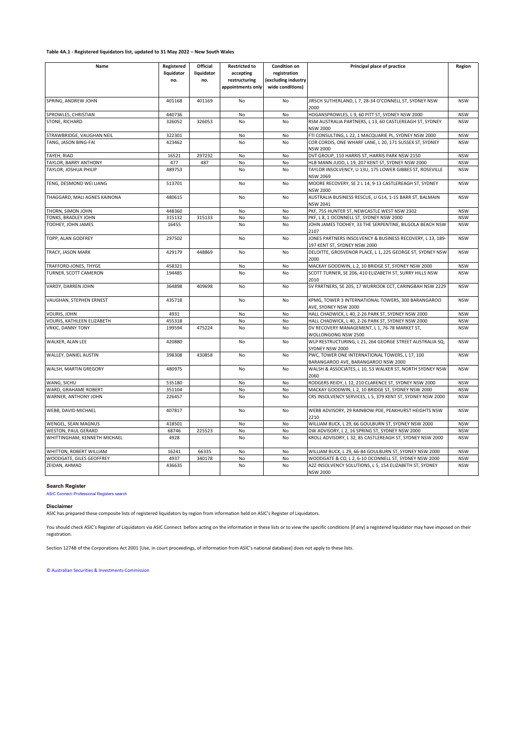**Table 4A.1 - Registered liquidators list, updated to 31 May 2022 – New South Wales**

| Name | Registered liquidator no. | Official liquidator no. | Restricted to accepting restructuring appointments only | Condition on registration (excluding industry wide conditions) | Principal place of practice | Region |
|---|---|---|---|---|---|---|
| SPRING, ANDREW JOHN | 401168 | 401169 | No | No | JIRSCH SUTHERLAND, L 7, 28-34 O'CONNELL ST, SYDNEY NSW 2000 | NSW |
| SPROWLES, CHRISTIAN | 440736 | | No | No | HOGANSPROWLES, L 9, 60 PITT ST, SYDNEY NSW 2000 | NSW |
| STONE, RICHARD | 326052 | 326053 | No | No | RSM AUSTRALIA PARTNERS, L 13, 60 CASTLEREAGH ST, SYDNEY NSW 2000 | NSW |
| STRAWBRIDGE, VAUGHAN NEIL | 322301 | | No | No | FTI CONSULTING, L 22, 1 MACQUARIE PL, SYDNEY NSW 2000 | NSW |
| TANG, JASON BING-FAI | 423462 | | No | No | COR CORDIS, ONE WHARF LANE, L 20, 171 SUSSEX ST, SYDNEY NSW 2000 | NSW |
| TAYEH, RIAD | 16521 | 297232 | No | No | DVT GROUP, 110 HARRIS ST, HARRIS PARK NSW 2150 | NSW |
| TAYLOR, BARRY ANTHONY | 477 | 487 | No | No | HLB MANN JUDD, L 19, 207 KENT ST, SYDNEY NSW 2000 | NSW |
| TAYLOR, JOSHUA PHILIP | 489753 | | No | No | TAYLOR INSOLVENCY, U 13U, 175 LOWER GIBBES ST, ROSEVILLE NSW 2069 | NSW |
| TENG, DESMOND WEI LIANG | 513701 | | No | No | MOORE RECOVERY, SE 2 L 14, 9-13 CASTLEREAGH ST, SYDNEY NSW 2000 | NSW |
| THAGGARD, MALI AGNES KAINONA | 480615 | | No | No | AUSTRALIA BUSINESS RESCUE, U G14, 1-15 BARR ST, BALMAIN NSW 2041 | NSW |
| THORN, SIMON JOHN | 448360 | | No | No | PKF, 755 HUNTER ST, NEWCASTLE WEST NSW 2302 | NSW |
| TONKS, BRADLEY JOHN | 315132 | 315133 | No | No | PKF, L 8, 1 OCONNELL ST, SYDNEY NSW 2000 | NSW |
| TOOHEY, JOHN JAMES | 16455 | | No | No | JOHN JAMES TOOHEY, 33 THE SERPENTINE, BILGOLA BEACH NSW 2107 | NSW |
| TOPP, ALAN GODFREY | 297502 | | No | No | JONES PARTNERS INSOLVENCY & BUSINESS RECOVERY, L 13, 189-197 KENT ST, SYDNEY NSW 2000 | NSW |
| TRACY, JASON MARK | 429179 | 448869 | No | No | DELOITTE, GROSVENOR PLACE, L 1, 225 GEORGE ST, SYDNEY NSW 2000 | NSW |
| TRAFFORD-JONES, THYGE | 458321 | | No | No | MACKAY GOODWIN, L 2, 10 BRIDGE ST, SYDNEY NSW 2000 | NSW |
| TURNER, SCOTT CAMERON | 194485 | | No | No | SCOTT TURNER, SE 206, 410 ELIZABETH ST, SURRY HILLS NSW 2010 | NSW |
| VARDY, DARREN JOHN | 364898 | 409698 | No | No | SV PARTNERS, SE 205, 17 WURROOK CCT, CARINGBAH NSW 2229 | NSW |
| VAUGHAN, STEPHEN ERNEST | 435718 | | No | No | KPMG, TOWER 3 INTERNATIONAL TOWERS, 300 BARANGAROO AVE, SYDNEY NSW 2000 | NSW |
| VOURIS, JOHN | 4931 | | No | No | HALL CHADWICK, L 40, 2-26 PARK ST, SYDNEY NSW 2000 | NSW |
| VOURIS, KATHLEEN ELIZABETH | 455318 | | No | No | HALL CHADWICK, L 40, 2-26 PARK ST, SYDNEY NSW 2000 | NSW |
| VRKIC, DANNY TONY | 199594 | 475224 | No | No | DV RECOVERY MANAGEMENT, L 1, 76-78 MARKET ST, WOLLONGONG NSW 2500 | NSW |
| WALKER, ALAN LEE | 420880 | | No | No | WLP RESTRUCTURING, L 21, 264 GEORGE STREET AUSTRALIA SQ, SYDNEY NSW 2000 | NSW |
| WALLEY, DANIEL AUSTIN | 398308 | 430858 | No | No | PWC, TOWER ONE INTERNATIONAL TOWERS, L 17, 100 BARANGAROO AVE, BARANGAROO NSW 2000 | NSW |
| WALSH, MARTIN GREGORY | 480975 | | No | No | WALSH & ASSOCIATES, L 10, 53 WALKER ST, NORTH SYDNEY NSW 2060 | NSW |
| WANG, SICHU | 535180 | | No | No | RODGERS REIDY, L 12, 210 CLARENCE ST, SYDNEY NSW 2000 | NSW |
| WARD, GRAHAME ROBERT | 351104 | | No | No | MACKAY GOODWIN, L 2, 10 BRIDGE ST, SYDNEY NSW 2000 | NSW |
| WARNER, ANTHONY JOHN | 226457 | | No | No | CRS INSOLVENCY SERVICES, L 5, 379 KENT ST, SYDNEY NSW 2000 | NSW |
| WEBB, DAVID MICHAEL | 407817 | | No | No | WEBB ADVISORY, 29 RAINBOW PDE, PEAKHURST HEIGHTS NSW 2210 | NSW |
| WENGEL, SEAN MAGNUS | 418501 | | No | No | WILLIAM BUCK, L 29, 66 GOULBURN ST, SYDNEY NSW 2000 | NSW |
| WESTON, PAUL GERARD | 68746 | 225523 | No | No | DW ADVISORY, L 2, 16 SPRING ST, SYDNEY NSW 2000 | NSW |
| WHITTINGHAM, KENNETH MICHAEL | 4928 | | No | No | KROLL ADVISORY, L 32, 85 CASTLEREAGH ST, SYDNEY NSW 2000 | NSW |
| WHITTON, ROBERT WILLIAM | 16241 | 66335 | No | No | WILLIAM BUCK, L 29, 66-84 GOULBURN ST, SYDNEY NSW 2000 | NSW |
| WOODGATE, GILES GEOFFREY | 4937 | 340178 | No | No | WOODGATE & CO, L 2, 6-10 OCONNELL ST, SYDNEY NSW 2000 | NSW |
| ZEIDAN, AHMAD | 436635 | | No | No | A2Z INSOLVENCY SOLUTIONS, L 5, 154 ELIZABETH ST, SYDNEY NSW 2000 | NSW |

**Search Register**

ASIC Connect–Professional Registers search

**Disclaimer**

ASIC has prepared these composite lists of registered liquidators by region from information held on ASIC's Register of Liquidators.

You should check ASIC's Register of Liquidators via ASIC Connect before acting on the information in these lists or to view the specific conditions (if any) a registered liquidator may have imposed on their registration.

Section 1274B of the Corporations Act 2001 [Use, in court proceedings, of information from ASIC's national database] does not apply to these lists.

© Australian Securities & Investments Commission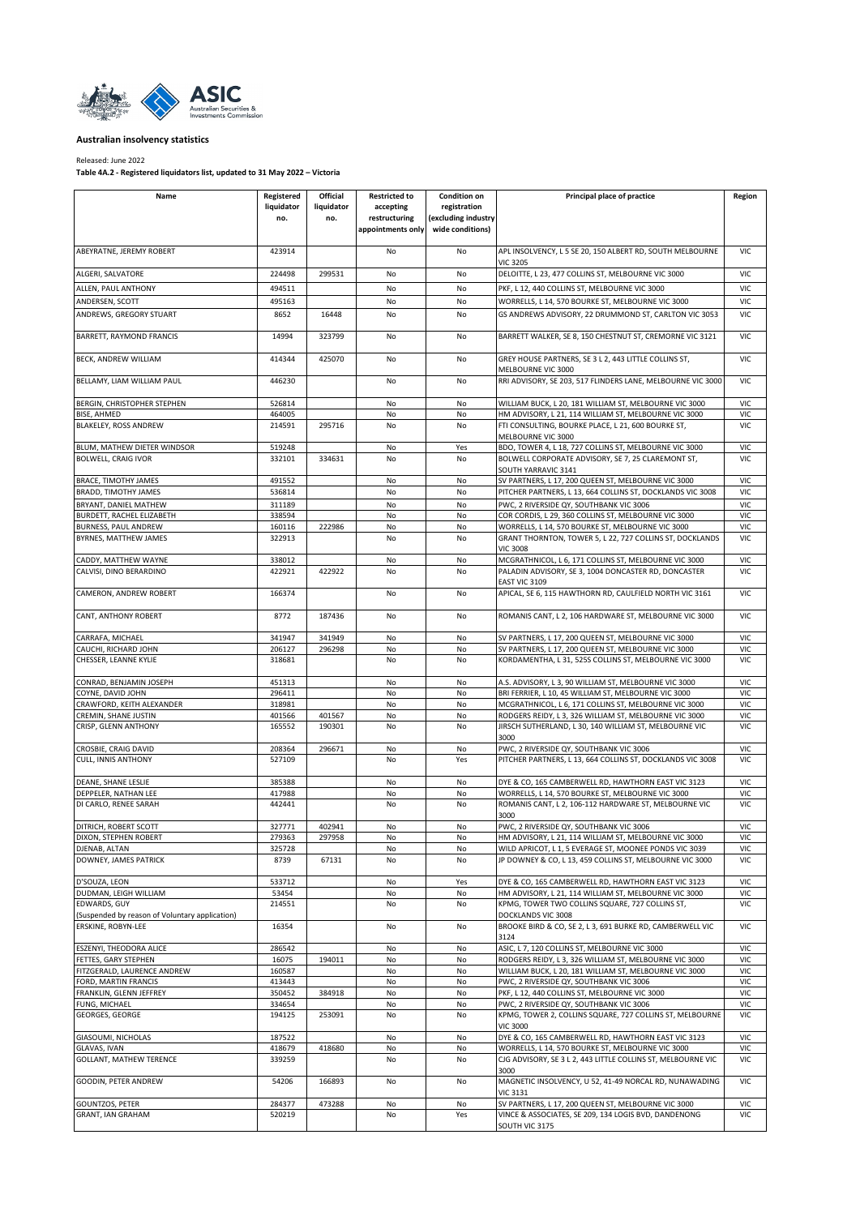**Australian insolvency statistics**

Released: June 2022

**Table 4A.2 - Registered liquidators list, updated to 31 May 2022 – Victoria**

| Name | Registered liquidator no. | Official liquidator no. | Restricted to accepting restructuring appointments only | Condition on registration (excluding industry wide conditions) | Principal place of practice | Region |
|---|---|---|---|---|---|---|
| ABEYRATNE, JEREMY ROBERT | 423914 | | No | No | APL INSOLVENCY, L 5 SE 20, 150 ALBERT RD, SOUTH MELBOURNE VIC 3205 | VIC |
| ALGERI, SALVATORE | 224498 | 299531 | No | No | DELOITTE, L 23, 477 COLLINS ST, MELBOURNE VIC 3000 | VIC |
| ALLEN, PAUL ANTHONY | 494511 | | No | No | PKF, L 12, 440 COLLINS ST, MELBOURNE VIC 3000 | VIC |
| ANDERSEN, SCOTT | 495163 | | No | No | WORRELLS, L 14, 570 BOURKE ST, MELBOURNE VIC 3000 | VIC |
| ANDREWS, GREGORY STUART | 8652 | 16448 | No | No | GS ANDREWS ADVISORY, 22 DRUMMOND ST, CARLTON VIC 3053 | VIC |
| BARRETT, RAYMOND FRANCIS | 14994 | 323799 | No | No | BARRETT WALKER, SE 8, 150 CHESTNUT ST, CREMORNE VIC 3121 | VIC |
| BECK, ANDREW WILLIAM | 414344 | 425070 | No | No | GREY HOUSE PARTNERS, SE 3 L 2, 443 LITTLE COLLINS ST, MELBOURNE VIC 3000 | VIC |
| BELLAMY, LIAM WILLIAM PAUL | 446230 | | No | No | RRI ADVISORY, SE 203, 517 FLINDERS LANE, MELBOURNE VIC 3000 | VIC |
| BERGIN, CHRISTOPHER STEPHEN | 526814 | | No | No | WILLIAM BUCK, L 20, 181 WILLIAM ST, MELBOURNE VIC 3000 | VIC |
| BISE, AHMED | 464005 | | No | No | HM ADVISORY, L 21, 114 WILLIAM ST, MELBOURNE VIC 3000 | VIC |
| BLAKELEY, ROSS ANDREW | 214591 | 295716 | No | No | FTI CONSULTING, BOURKE PLACE, L 21, 600 BOURKE ST, MELBOURNE VIC 3000 | VIC |
| BLUM, MATHEW DIETER WINDSOR | 519248 | | No | Yes | BDO, TOWER 4, L 18, 727 COLLINS ST, MELBOURNE VIC 3000 | VIC |
| BOLWELL, CRAIG IVOR | 332101 | 334631 | No | No | BOLWELL CORPORATE ADVISORY, SE 7, 25 CLAREMONT ST, SOUTH YARRAVIC 3141 | VIC |
| BRACE, TIMOTHY JAMES | 491552 | | No | No | SV PARTNERS, L 17, 200 QUEEN ST, MELBOURNE VIC 3000 | VIC |
| BRADD, TIMOTHY JAMES | 536814 | | No | No | PITCHER PARTNERS, L 13, 664 COLLINS ST, DOCKLANDS VIC 3008 | VIC |
| BRYANT, DANIEL MATHEW | 311189 | | No | No | PWC, 2 RIVERSIDE QY, SOUTHBANK VIC 3006 | VIC |
| BURDETT, RACHEL ELIZABETH | 338594 | | No | No | COR CORDIS, L 29, 360 COLLINS ST, MELBOURNE VIC 3000 | VIC |
| BURNESS, PAUL ANDREW | 160116 | 222986 | No | No | WORRELLS, L 14, 570 BOURKE ST, MELBOURNE VIC 3000 | VIC |
| BYRNES, MATTHEW JAMES | 322913 | | No | No | GRANT THORNTON, TOWER 5, L 22, 727 COLLINS ST, DOCKLANDS VIC 3008 | VIC |
| CADDY, MATTHEW WAYNE | 338012 | | No | No | MCGRATHNICOL, L 6, 171 COLLINS ST, MELBOURNE VIC 3000 | VIC |
| CALVISI, DINO BERARDINO | 422921 | 422922 | No | No | PALADIN ADVISORY, SE 3, 1004 DONCASTER RD, DONCASTER EAST VIC 3109 | VIC |
| CAMERON, ANDREW ROBERT | 166374 | | No | No | APICAL, SE 6, 115 HAWTHORN RD, CAULFIELD NORTH VIC 3161 | VIC |
| CANT, ANTHONY ROBERT | 8772 | 187436 | No | No | ROMANIS CANT, L 2, 106 HARDWARE ST, MELBOURNE VIC 3000 | VIC |
| CARRAFA, MICHAEL | 341947 | 341949 | No | No | SV PARTNERS, L 17, 200 QUEEN ST, MELBOURNE VIC 3000 | VIC |
| CAUCHI, RICHARD JOHN | 206127 | 296298 | No | No | SV PARTNERS, L 17, 200 QUEEN ST, MELBOURNE VIC 3000 | VIC |
| CHESSER, LEANNE KYLIE | 318681 | | No | No | KORDAMENTHA, L 31, 525S COLLINS ST, MELBOURNE VIC 3000 | VIC |
| CONRAD, BENJAMIN JOSEPH | 451313 | | No | No | A.S. ADVISORY, L 3, 90 WILLIAM ST, MELBOURNE VIC 3000 | VIC |
| COYNE, DAVID JOHN | 296411 | | No | No | BRI FERRIER, L 10, 45 WILLIAM ST, MELBOURNE VIC 3000 | VIC |
| CRAWFORD, KEITH ALEXANDER | 318981 | | No | No | MCGRATHNICOL, L 6, 171 COLLINS ST, MELBOURNE VIC 3000 | VIC |
| CREMIN, SHANE JUSTIN | 401566 | 401567 | No | No | RODGERS REIDY, L 3, 326 WILLIAM ST, MELBOURNE VIC 3000 | VIC |
| CRISP, GLENN ANTHONY | 165552 | 190301 | No | No | JIRSCH SUTHERLAND, L 30, 140 WILLIAM ST, MELBOURNE VIC 3000 | VIC |
| CROSBIE, CRAIG DAVID | 208364 | 296671 | No | No | PWC, 2 RIVERSIDE QY, SOUTHBANK VIC 3006 | VIC |
| CULL, INNIS ANTHONY | 527109 | | No | Yes | PITCHER PARTNERS, L 13, 664 COLLINS ST, DOCKLANDS VIC 3008 | VIC |
| DEANE, SHANE LESLIE | 385388 | | No | No | DYE & CO, 165 CAMBERWELL RD, HAWTHORN EAST VIC 3123 | VIC |
| DEPPELER, NATHAN LEE | 417988 | | No | No | WORRELLS, L 14, 570 BOURKE ST, MELBOURNE VIC 3000 | VIC |
| DI CARLO, RENEE SARAH | 442441 | | No | No | ROMANIS CANT, L 2, 106-112 HARDWARE ST, MELBOURNE VIC 3000 | VIC |
| DITRICH, ROBERT SCOTT | 327771 | 402941 | No | No | PWC, 2 RIVERSIDE QY, SOUTHBANK VIC 3006 | VIC |
| DIXON, STEPHEN ROBERT | 279363 | 297958 | No | No | HM ADVISORY, L 21, 114 WILLIAM ST, MELBOURNE VIC 3000 | VIC |
| DJENAB, ALTAN | 325728 | | No | No | WILD APRICOT, L 1, 5 EVERAGE ST, MOONEE PONDS VIC 3039 | VIC |
| DOWNEY, JAMES PATRICK | 8739 | 67131 | No | No | JP DOWNEY & CO, L 13, 459 COLLINS ST, MELBOURNE VIC 3000 | VIC |
| D'SOUZA, LEON | 533712 | | No | Yes | DYE & CO, 165 CAMBERWELL RD, HAWTHORN EAST VIC 3123 | VIC |
| DUDMAN, LEIGH WILLIAM | 53454 | | No | No | HM ADVISORY, L 21, 114 WILLIAM ST, MELBOURNE VIC 3000 | VIC |
| EDWARDS, GUY (Suspended by reason of Voluntary application) | 214551 | | No | No | KPMG, TOWER TWO COLLINS SQUARE, 727 COLLINS ST, DOCKLANDS VIC 3008 | VIC |
| ERSKINE, ROBYN-LEE | 16354 | | No | No | BROOKE BIRD & CO, SE 2, L 3, 691 BURKE RD, CAMBERWELL VIC 3124 | VIC |
| ESZENYI, THEODORA ALICE | 286542 | | No | No | ASIC, L 7, 120 COLLINS ST, MELBOURNE VIC 3000 | VIC |
| FETTES, GARY STEPHEN | 16075 | 194011 | No | No | RODGERS REIDY, L 3, 326 WILLIAM ST, MELBOURNE VIC 3000 | VIC |
| FITZGERALD, LAURENCE ANDREW | 160587 | | No | No | WILLIAM BUCK, L 20, 181 WILLIAM ST, MELBOURNE VIC 3000 | VIC |
| FORD, MARTIN FRANCIS | 413443 | | No | No | PWC, 2 RIVERSIDE QY, SOUTHBANK VIC 3006 | VIC |
| FRANKLIN, GLENN JEFFREY | 350452 | 384918 | No | No | PKF, L 12, 440 COLLINS ST, MELBOURNE VIC 3000 | VIC |
| FUNG, MICHAEL | 334654 | | No | No | PWC, 2 RIVERSIDE QY, SOUTHBANK VIC 3006 | VIC |
| GEORGES, GEORGE | 194125 | 253091 | No | No | KPMG, TOWER 2, COLLINS SQUARE, 727 COLLINS ST, MELBOURNE VIC 3000 | VIC |
| GIASOUMI, NICHOLAS | 187522 | | No | No | DYE & CO, 165 CAMBERWELL RD, HAWTHORN EAST VIC 3123 | VIC |
| GLAVAS, IVAN | 418679 | 418680 | No | No | WORRELLS, L 14, 570 BOURKE ST, MELBOURNE VIC 3000 | VIC |
| GOLLANT, MATHEW TERENCE | 339259 | | No | No | CJG ADVISORY, SE 3 L 2, 443 LITTLE COLLINS ST, MELBOURNE VIC 3000 | VIC |
| GOODIN, PETER ANDREW | 54206 | 166893 | No | No | MAGNETIC INSOLVENCY, U 52, 41-49 NORCAL RD, NUNAWADING VIC 3131 | VIC |
| GOUNTZOS, PETER | 284377 | 473288 | No | No | SV PARTNERS, L 17, 200 QUEEN ST, MELBOURNE VIC 3000 | VIC |
| GRANT, IAN GRAHAM | 520219 | | No | Yes | VINCE & ASSOCIATES, SE 209, 134 LOGIS BVD, DANDENONG SOUTH VIC 3175 | VIC |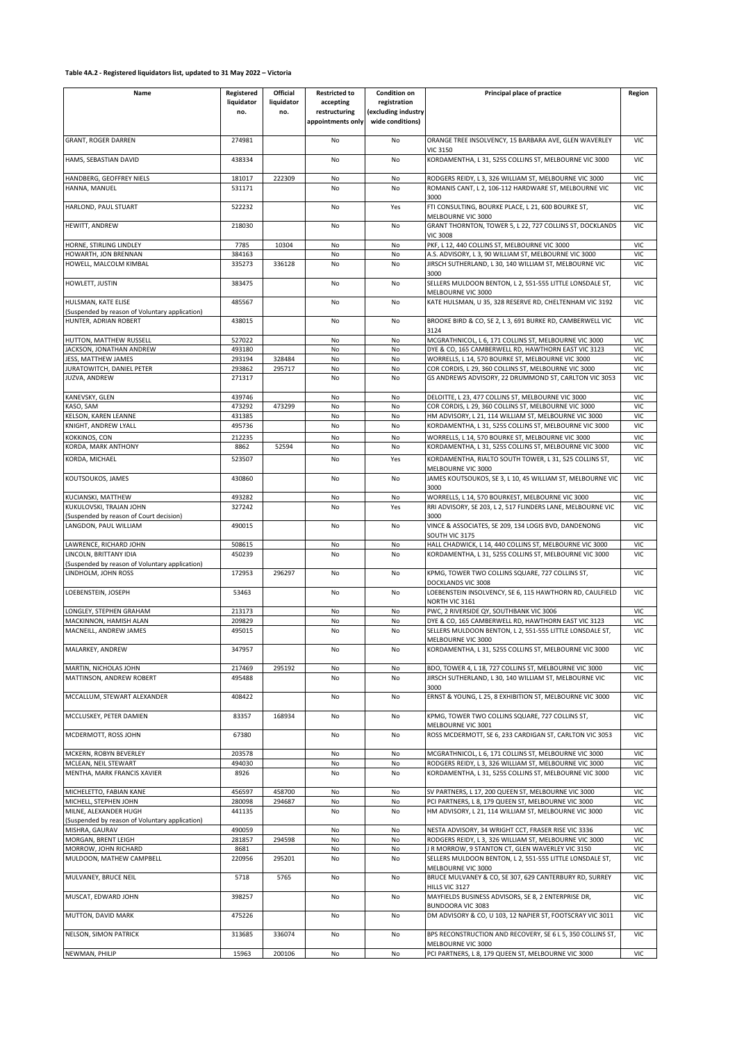**Table 4A.2 - Registered liquidators list, updated to 31 May 2022 – Victoria**

| Name | Registered liquidator no. | Official liquidator no. | Restricted to accepting restructuring appointments only | Condition on registration (excluding industry wide conditions) | Principal place of practice | Region |
|---|---|---|---|---|---|---|
| GRANT, ROGER DARREN | 274981 | | No | No | ORANGE TREE INSOLVENCY, 15 BARBARA AVE, GLEN WAVERLEY VIC 3150 | VIC |
| HAMS, SEBASTIAN DAVID | 438334 | | No | No | KORDAMENTHA, L 31, 525S COLLINS ST, MELBOURNE VIC 3000 | VIC |
| HANDBERG, GEOFFREY NIELS | 181017 | 222309 | No | No | RODGERS REIDY, L 3, 326 WILLIAM ST, MELBOURNE VIC 3000 | VIC |
| HANNA, MANUEL | 531171 | | No | No | ROMANIS CANT, L 2, 106-112 HARDWARE ST, MELBOURNE VIC 3000 | VIC |
| HARLOND, PAUL STUART | 522232 | | No | Yes | FTI CONSULTING, BOURKE PLACE, L 21, 600 BOURKE ST, MELBOURNE VIC 3000 | VIC |
| HEWITT, ANDREW | 218030 | | No | No | GRANT THORNTON, TOWER 5, L 22, 727 COLLINS ST, DOCKLANDS VIC 3008 | VIC |
| HORNE, STIRLING LINDLEY | 7785 | 10304 | No | No | PKF, L 12, 440 COLLINS ST, MELBOURNE VIC 3000 | VIC |
| HOWARTH, JON BRENNAN | 384163 | | No | No | A.S. ADVISORY, L 3, 90 WILLIAM ST, MELBOURNE VIC 3000 | VIC |
| HOWELL, MALCOLM KIMBAL | 335273 | 336128 | No | No | JIRSCH SUTHERLAND, L 30, 140 WILLIAM ST, MELBOURNE VIC 3000 | VIC |
| HOWLETT, JUSTIN | 383475 | | No | No | SELLERS MULDOON BENTON, L 2, 551-555 LITTLE LONSDALE ST, MELBOURNE VIC 3000 | VIC |
| HULSMAN, KATE ELISE (Suspended by reason of Voluntary application) | 485567 | | No | No | KATE HULSMAN, U 35, 328 RESERVE RD, CHELTENHAM VIC 3192 | VIC |
| HUNTER, ADRIAN ROBERT | 438015 | | No | No | BROOKE BIRD & CO, SE 2, L 3, 691 BURKE RD, CAMBERWELL VIC 3124 | VIC |
| HUTTON, MATTHEW RUSSELL | 527022 | | No | No | MCGRATHNICOL, L 6, 171 COLLINS ST, MELBOURNE VIC 3000 | VIC |
| JACKSON, JONATHAN ANDREW | 493180 | | No | No | DYE & CO, 165 CAMBERWELL RD, HAWTHORN EAST VIC 3123 | VIC |
| JESS, MATTHEW JAMES | 293194 | 328484 | No | No | WORRELLS, L 14, 570 BOURKE ST, MELBOURNE VIC 3000 | VIC |
| JURATOWITCH, DANIEL PETER | 293862 | 295717 | No | No | COR CORDIS, L 29, 360 COLLINS ST, MELBOURNE VIC 3000 | VIC |
| JUZVA, ANDREW | 271317 | | No | No | GS ANDREWS ADVISORY, 22 DRUMMOND ST, CARLTON VIC 3053 | VIC |
| KANEVSKY, GLEN | 439746 | | No | No | DELOITTE, L 23, 477 COLLINS ST, MELBOURNE VIC 3000 | VIC |
| KASO, SAM | 473292 | 473299 | No | No | COR CORDIS, L 29, 360 COLLINS ST, MELBOURNE VIC 3000 | VIC |
| KELSON, KAREN LEANNE | 431385 | | No | No | HM ADVISORY, L 21, 114 WILLIAM ST, MELBOURNE VIC 3000 | VIC |
| KNIGHT, ANDREW LYALL | 495736 | | No | No | KORDAMENTHA, L 31, 525S COLLINS ST, MELBOURNE VIC 3000 | VIC |
| KOKKINOS, CON | 212235 | | No | No | WORRELLS, L 14, 570 BOURKE ST, MELBOURNE VIC 3000 | VIC |
| KORDA, MARK ANTHONY | 8862 | 52594 | No | No | KORDAMENTHA, L 31, 525S COLLINS ST, MELBOURNE VIC 3000 | VIC |
| KORDA, MICHAEL | 523507 | | No | Yes | KORDAMENTHA, RIALTO SOUTH TOWER, L 31, 525 COLLINS ST, MELBOURNE VIC 3000 | VIC |
| KOUTSOUKOS, JAMES | 430860 | | No | No | JAMES KOUTSOUKOS, SE 3, L 10, 45 WILLIAM ST, MELBOURNE VIC 3000 | VIC |
| KUCIANSKI, MATTHEW | 493282 | | No | No | WORRELLS, L 14, 570 BOURKEST, MELBOURNE VIC 3000 | VIC |
| KUKULOVSKI, TRAJAN JOHN (Suspended by reason of Court decision) | 327242 | | No | Yes | RRI ADVISORY, SE 203, L 2, 517 FLINDERS LANE, MELBOURNE VIC 3000 | VIC |
| LANGDON, PAUL WILLIAM | 490015 | | No | No | VINCE & ASSOCIATES, SE 209, 134 LOGIS BVD, DANDENONG SOUTH VIC 3175 | VIC |
| LAWRENCE, RICHARD JOHN | 508615 | | No | No | HALL CHADWICK, L 14, 440 COLLINS ST, MELBOURNE VIC 3000 | VIC |
| LINCOLN, BRITTANY IDIA (Suspended by reason of Voluntary application) | 450239 | | No | No | KORDAMENTHA, L 31, 525S COLLINS ST, MELBOURNE VIC 3000 | VIC |
| LINDHOLM, JOHN ROSS | 172953 | 296297 | No | No | KPMG, TOWER TWO COLLINS SQUARE, 727 COLLINS ST, DOCKLANDS VIC 3008 | VIC |
| LOEBENSTEIN, JOSEPH | 53463 | | No | No | LOEBENSTEIN INSOLVENCY, SE 6, 115 HAWTHORN RD, CAULFIELD NORTH VIC 3161 | VIC |
| LONGLEY, STEPHEN GRAHAM | 213173 | | No | No | PWC, 2 RIVERSIDE QY, SOUTHBANK VIC 3006 | VIC |
| MACKINNON, HAMISH ALAN | 209829 | | No | No | DYE & CO, 165 CAMBERWELL RD, HAWTHORN EAST VIC 3123 | VIC |
| MACNEILL, ANDREW JAMES | 495015 | | No | No | SELLERS MULDOON BENTON, L 2, 551-555 LITTLE LONSDALE ST, MELBOURNE VIC 3000 | VIC |
| MALARKEY, ANDREW | 347957 | | No | No | KORDAMENTHA, L 31, 525S COLLINS ST, MELBOURNE VIC 3000 | VIC |
| MARTIN, NICHOLAS JOHN | 217469 | 295192 | No | No | BDO, TOWER 4, L 18, 727 COLLINS ST, MELBOURNE VIC 3000 | VIC |
| MATTINSON, ANDREW ROBERT | 495488 | | No | No | JIRSCH SUTHERLAND, L 30, 140 WILLIAM ST, MELBOURNE VIC 3000 | VIC |
| MCCALLUM, STEWART ALEXANDER | 408422 | | No | No | ERNST & YOUNG, L 25, 8 EXHIBITION ST, MELBOURNE VIC 3000 | VIC |
| MCCLUSKEY, PETER DAMIEN | 83357 | 168934 | No | No | KPMG, TOWER TWO COLLINS SQUARE, 727 COLLINS ST, MELBOURNE VIC 3001 | VIC |
| MCDERMOTT, ROSS JOHN | 67380 | | No | No | ROSS MCDERMOTT, SE 6, 233 CARDIGAN ST, CARLTON VIC 3053 | VIC |
| MCKERN, ROBYN BEVERLEY | 203578 | | No | No | MCGRATHNICOL, L 6, 171 COLLINS ST, MELBOURNE VIC 3000 | VIC |
| MCLEAN, NEIL STEWART | 494030 | | No | No | RODGERS REIDY, L 3, 326 WILLIAM ST, MELBOURNE VIC 3000 | VIC |
| MENTHA, MARK FRANCIS XAVIER | 8926 | | No | No | KORDAMENTHA, L 31, 525S COLLINS ST, MELBOURNE VIC 3000 | VIC |
| MICHELETTO, FABIAN KANE | 456597 | 458700 | No | No | SV PARTNERS, L 17, 200 QUEEN ST, MELBOURNE VIC 3000 | VIC |
| MICHELL, STEPHEN JOHN | 280098 | 294687 | No | No | PCI PARTNERS, L 8, 179 QUEEN ST, MELBOURNE VIC 3000 | VIC |
| MILNE, ALEXANDER HUGH (Suspended by reason of Voluntary application) | 441135 | | No | No | HM ADVISORY, L 21, 114 WILLIAM ST, MELBOURNE VIC 3000 | VIC |
| MISHRA, GAURAV | 490059 | | No | No | NESTA ADVISORY, 34 WRIGHT CCT, FRASER RISE VIC 3336 | VIC |
| MORGAN, BRENT LEIGH | 281857 | 294598 | No | No | RODGERS REIDY, L 3, 326 WILLIAM ST, MELBOURNE VIC 3000 | VIC |
| MORROW, JOHN RICHARD | 8681 | | No | No | J R MORROW, 9 STANTON CT, GLEN WAVERLEY VIC 3150 | VIC |
| MULDOON, MATHEW CAMPBELL | 220956 | 295201 | No | No | SELLERS MULDOON BENTON, L 2, 551-555 LITTLE LONSDALE ST, MELBOURNE VIC 3000 | VIC |
| MULVANEY, BRUCE NEIL | 5718 | 5765 | No | No | BRUCE MULVANEY & CO, SE 307, 629 CANTERBURY RD, SURREY HILLS VIC 3127 | VIC |
| MUSCAT, EDWARD JOHN | 398257 | | No | No | MAYFIELDS BUSINESS ADVISORS, SE 8, 2 ENTERPRISE DR, BUNDOORA VIC 3083 | VIC |
| MUTTON, DAVID MARK | 475226 | | No | No | DM ADVISORY & CO, U 103, 12 NAPIER ST, FOOTSCRAY VIC 3011 | VIC |
| NELSON, SIMON PATRICK | 313685 | 336074 | No | No | BPS RECONSTRUCTION AND RECOVERY, SE 6 L 5, 350 COLLINS ST, MELBOURNE VIC 3000 | VIC |
| NEWMAN, PHILIP | 15963 | 200106 | No | No | PCI PARTNERS, L 8, 179 QUEEN ST, MELBOURNE VIC 3000 | VIC |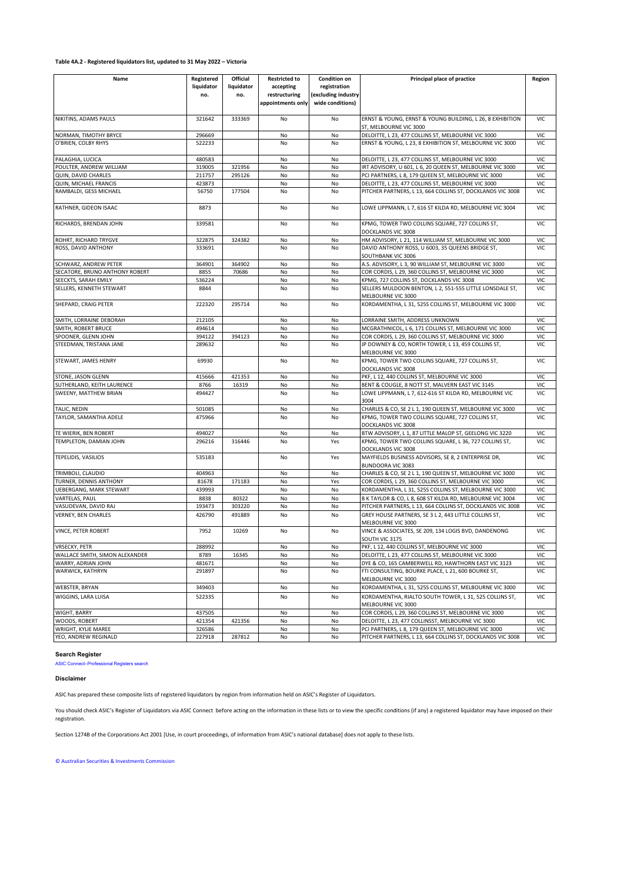**Table 4A.2 - Registered liquidators list, updated to 31 May 2022 – Victoria**

| Name | Registered liquidator no. | Official liquidator no. | Restricted to accepting restructuring appointments only | Condition on registration (excluding industry wide conditions) | Principal place of practice | Region |
|---|---|---|---|---|---|---|
| NIKITINS, ADAMS PAULS | 321642 | 333369 | No | No | ERNST & YOUNG, ERNST & YOUNG BUILDING, L 26, 8 EXHIBITION ST, MELBOURNE VIC 3000 | VIC |
| NORMAN, TIMOTHY BRYCE | 296669 | | No | No | DELOITTE, L 23, 477 COLLINS ST, MELBOURNE VIC 3000 | VIC |
| O'BRIEN, COLBY RHYS | 522233 | | No | No | ERNST & YOUNG, L 23, 8 EXHIBITION ST, MELBOURNE VIC 3000 | VIC |
| PALAGHIA, LUCICA | 480583 | | No | No | DELOITTE, L 23, 477 COLLINS ST, MELBOURNE VIC 3000 | VIC |
| POULTER, ANDREW WILLIAM | 319005 | 321956 | No | No | IRT ADVISORY, U 601, L 6, 20 QUEEN ST, MELBOURNE VIC 3000 | VIC |
| QUIN, DAVID CHARLES | 211757 | 295126 | No | No | PCI PARTNERS, L 8, 179 QUEEN ST, MELBOURNE VIC 3000 | VIC |
| QUIN, MICHAEL FRANCIS | 423873 | | No | No | DELOITTE, L 23, 477 COLLINS ST, MELBOURNE VIC 3000 | VIC |
| RAMBALDI, GESS MICHAEL | 56750 | 177504 | No | No | PITCHER PARTNERS, L 13, 664 COLLINS ST, DOCKLANDS VIC 3008 | VIC |
| RATHNER, GIDEON ISAAC | 8873 | | No | No | LOWE LIPPMANN, L 7, 616 ST KILDA RD, MELBOURNE VIC 3004 | VIC |
| RICHARDS, BRENDAN JOHN | 339581 | | No | No | KPMG, TOWER TWO COLLINS SQUARE, 727 COLLINS ST, DOCKLANDS VIC 3008 | VIC |
| ROHRT, RICHARD TRYGVE | 322875 | 324382 | No | No | HM ADVISORY, L 21, 114 WILLIAM ST, MELBOURNE VIC 3000 | VIC |
| ROSS, DAVID ANTHONY | 333691 | | No | No | DAVID ANTHONY ROSS, U 6003, 35 QUEENS BRIDGE ST, SOUTHBANK VIC 3006 | VIC |
| SCHWARZ, ANDREW PETER | 364901 | 364902 | No | No | A.S. ADVISORY, L 3, 90 WILLIAM ST, MELBOURNE VIC 3000 | VIC |
| SECATORE, BRUNO ANTHONY ROBERT | 8855 | 70686 | No | No | COR CORDIS, L 29, 360 COLLINS ST, MELBOURNE VIC 3000 | VIC |
| SEECKTS, SARAH EMILY | 536224 | | No | No | KPMG, 727 COLLINS ST, DOCKLANDS VIC 3008 | VIC |
| SELLERS, KENNETH STEWART | 8844 | | No | No | SELLERS MULDOON BENTON, L 2, 551-555 LITTLE LONSDALE ST, MELBOURNE VIC 3000 | VIC |
| SHEPARD, CRAIG PETER | 222320 | 295714 | No | No | KORDAMENTHA, L 31, 525S COLLINS ST, MELBOURNE VIC 3000 | VIC |
| SMITH, LORRAINE DEBORAH | 212105 | | No | No | LORRAINE SMITH, ADDRESS UNKNOWN | VIC |
| SMITH, ROBERT BRUCE | 494614 | | No | No | MCGRATHNICOL, L 6, 171 COLLINS ST, MELBOURNE VIC 3000 | VIC |
| SPOONER, GLENN JOHN | 394122 | 394123 | No | No | COR CORDIS, L 29, 360 COLLINS ST, MELBOURNE VIC 3000 | VIC |
| STEEDMAN, TRISTANA JANE | 289632 | | No | No | JP DOWNEY & CO, NORTH TOWER, L 13, 459 COLLINS ST, MELBOURNE VIC 3000 | VIC |
| STEWART, JAMES HENRY | 69930 | | No | No | KPMG, TOWER TWO COLLINS SQUARE, 727 COLLINS ST, DOCKLANDS VIC 3008 | VIC |
| STONE, JASON GLENN | 415666 | 421353 | No | No | PKF, L 12, 440 COLLINS ST, MELBOURNE VIC 3000 | VIC |
| SUTHERLAND, KEITH LAURENCE | 8766 | 16319 | No | No | BENT & COUGLE, 8 NOTT ST, MALVERN EAST VIC 3145 | VIC |
| SWEENY, MATTHEW BRIAN | 494427 | | No | No | LOWE LIPPMANN, L 7, 612-616 ST KILDA RD, MELBOURNE VIC 3004 | VIC |
| TALIC, NEDIN | 501085 | | No | No | CHARLES & CO, SE 2 L 1, 190 QUEEN ST, MELBOURNE VIC 3000 | VIC |
| TAYLOR, SAMANTHA ADELE | 475966 | | No | No | KPMG, TOWER TWO COLLINS SQUARE, 727 COLLINS ST, DOCKLANDS VIC 3008 | VIC |
| TE WIERIK, BEN ROBERT | 494027 | | No | No | BTW ADVISORY, L 1, 87 LITTLE MALOP ST, GEELONG VIC 3220 | VIC |
| TEMPLETON, DAMIAN JOHN | 296216 | 316446 | No | Yes | KPMG, TOWER TWO COLLINS SQUARE, L 36, 727 COLLINS ST, DOCKLANDS VIC 3008 | VIC |
| TEPELIDIS, VASILIOS | 535183 | | No | Yes | MAYFIELDS BUSINESS ADVISORS, SE 8, 2 ENTERPRISE DR, BUNDOORA VIC 3083 | VIC |
| TRIMBOLI, CLAUDIO | 404963 | | No | No | CHARLES & CO, SE 2 L 1, 190 QUEEN ST, MELBOURNE VIC 3000 | VIC |
| TURNER, DENNIS ANTHONY | 81678 | 171183 | No | Yes | COR CORDIS, L 29, 360 COLLINS ST, MELBOURNE VIC 3000 | VIC |
| UEBERGANG, MARK STEWART | 439993 | | No | No | KORDAMENTHA, L 31, 525S COLLINS ST, MELBOURNE VIC 3000 | VIC |
| VARTELAS, PAUL | 8838 | 80322 | No | No | B K TAYLOR & CO, L 8, 608 ST KILDA RD, MELBOURNE VIC 3004 | VIC |
| VASUDEVAN, DAVID RAJ | 193473 | 303220 | No | No | PITCHER PARTNERS, L 13, 664 COLLINS ST, DOCKLANDS VIC 3008 | VIC |
| VERNEY, BEN CHARLES | 426790 | 491889 | No | No | GREY HOUSE PARTNERS, SE 3 L 2, 443 LITTLE COLLINS ST, MELBOURNE VIC 3000 | VIC |
| VINCE, PETER ROBERT | 7952 | 10269 | No | No | VINCE & ASSOCIATES, SE 209, 134 LOGIS BVD, DANDENONG SOUTH VIC 3175 | VIC |
| VRSECKY, PETR | 288992 | | No | No | PKF, L 12, 440 COLLINS ST, MELBOURNE VIC 3000 | VIC |
| WALLACE SMITH, SIMON ALEXANDER | 8789 | 16345 | No | No | DELOITTE, L 23, 477 COLLINS ST, MELBOURNE VIC 3000 | VIC |
| WARRY, ADRIAN JOHN | 481671 | | No | No | DYE & CO, 165 CAMBERWELL RD, HAWTHORN EAST VIC 3123 | VIC |
| WARWICK, KATHRYN | 291897 | | No | No | FTI CONSULTING, BOURKE PLACE, L 21, 600 BOURKE ST, MELBOURNE VIC 3000 | VIC |
| WEBSTER, BRYAN | 349403 | | No | No | KORDAMENTHA, L 31, 525S COLLINS ST, MELBOURNE VIC 3000 | VIC |
| WIGGINS, LARA LUISA | 522335 | | No | No | KORDAMENTHA, RIALTO SOUTH TOWER, L 31, 525 COLLINS ST, MELBOURNE VIC 3000 | VIC |
| WIGHT, BARRY | 437505 | | No | No | COR CORDIS, L 29, 360 COLLINS ST, MELBOURNE VIC 3000 | VIC |
| WOODS, ROBERT | 421354 | 421356 | No | No | DELOITTE, L 23, 477 COLLINSST, MELBOURNE VIC 3000 | VIC |
| WRIGHT, KYLIE MAREE | 326586 | | No | No | PCI PARTNERS, L 8, 179 QUEEN ST, MELBOURNE VIC 3000 | VIC |
| YEO, ANDREW REGINALD | 227918 | 287812 | No | No | PITCHER PARTNERS, L 13, 664 COLLINS ST, DOCKLANDS VIC 3008 | VIC |

### Search Register

ASIC Connect–Professional Registers search

### Disclaimer

ASIC has prepared these composite lists of registered liquidators by region from information held on ASIC's Register of Liquidators.

You should check ASIC's Register of Liquidators via ASIC Connect before acting on the information in these lists or to view the specific conditions (if any) a registered liquidator may have imposed on their registration.

Section 1274B of the Corporations Act 2001 [Use, in court proceedings, of information from ASIC's national database] does not apply to these lists.

© Australian Securities & Investments Commission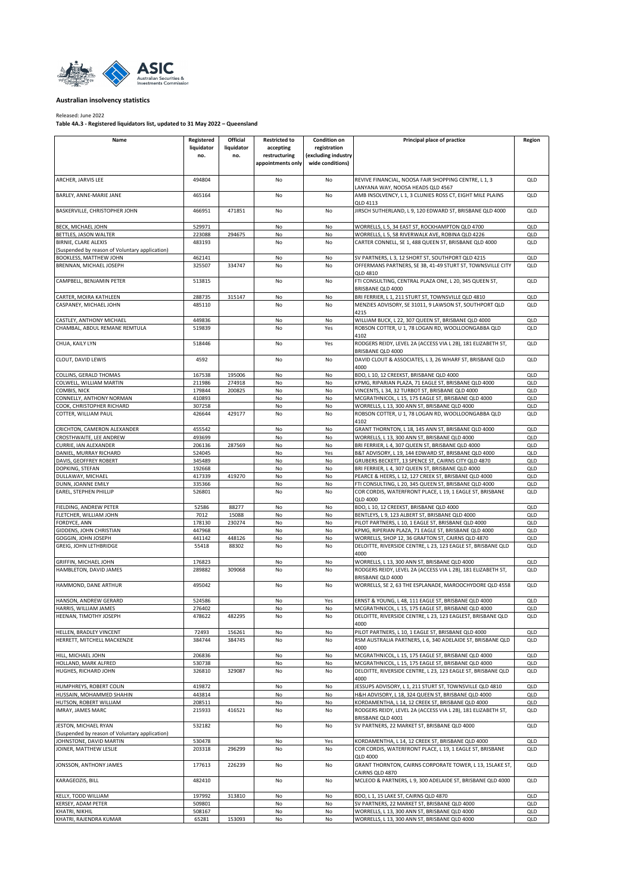**Australian insolvency statistics**

Released: June 2022

**Table 4A.3 - Registered liquidators list, updated to 31 May 2022 – Queensland**

| Name | Registered liquidator no. | Official liquidator no. | Restricted to accepting restructuring appointments only | Condition on registration (excluding industry wide conditions) | Principal place of practice | Region |
|---|---|---|---|---|---|---|
| ARCHER, JARVIS LEE | 494804 | | No | No | REVIVE FINANCIAL, NOOSA FAIR SHOPPING CENTRE, L 1, 3 LANYANA WAY, NOOSA HEADS QLD 4567 | QLD |
| BARLEY, ANNE-MARIE JANE | 465164 | | No | No | AMB INSOLVENCY, L 1, 3 CLUNIES ROSS CT, EIGHT MILE PLAINS QLD 4113 | QLD |
| BASKERVILLE, CHRISTOPHER JOHN | 466951 | 471851 | No | No | JIRSCH SUTHERLAND, L 9, 120 EDWARD ST, BRISBANE QLD 4000 | QLD |
| BECK, MICHAEL JOHN | 529971 | | No | No | WORRELLS, L 5, 34 EAST ST, ROCKHAMPTON QLD 4700 | QLD |
| BETTLES, JASON WALTER | 223088 | 294675 | No | No | WORRELLS, L 5, 58 RIVERWALK AVE, ROBINA QLD 4226 | QLD |
| BIRNIE, CLARE ALEXIS (Suspended by reason of Voluntary application) | 483193 | | No | No | CARTER CONNELL, SE 1, 488 QUEEN ST, BRISBANE QLD 4000 | QLD |
| BOOKLESS, MATTHEW JOHN | 462141 | | No | No | SV PARTNERS, L 3, 12 SHORT ST, SOUTHPORT QLD 4215 | QLD |
| BRENNAN, MICHAEL JOSEPH | 325507 | 334747 | No | No | OFFERMANS PARTNERS, SE 3B, 41-49 STURT ST, TOWNSVILLE CITY QLD 4810 | QLD |
| CAMPBELL, BENJAMIN PETER | 513815 | | No | No | FTI CONSULTING, CENTRAL PLAZA ONE, L 20, 345 QUEEN ST, BRISBANE QLD 4000 | QLD |
| CARTER, MOIRA KATHLEEN | 288735 | 315147 | No | No | BRI FERRIER, L 1, 211 STURT ST, TOWNSVILLE QLD 4810 | QLD |
| CASPANEY, MICHAEL JOHN | 485110 | | No | No | MENZIES ADVISORY, SE 31011, 9 LAWSON ST, SOUTHPORT QLD 4215 | QLD |
| CASTLEY, ANTHONY MICHAEL | 449836 | | No | No | WILLIAM BUCK, L 22, 307 QUEEN ST, BRISBANE QLD 4000 | QLD |
| CHAMBAL, ABDUL REMANE REMTULA | 519839 | | No | Yes | ROBSON COTTER, U 1, 78 LOGAN RD, WOOLLOONGABBA QLD 4102 | QLD |
| CHUA, KAILY LYN | 518446 | | No | Yes | RODGERS REIDY, LEVEL 2A (ACCESS VIA L 2B), 181 ELIZABETH ST, BRISBANE QLD 4000 | QLD |
| CLOUT, DAVID LEWIS | 4592 | | No | No | DAVID CLOUT & ASSOCIATES, L 3, 26 WHARF ST, BRISBANE QLD 4000 | QLD |
| COLLINS, GERALD THOMAS | 167538 | 195006 | No | No | BDO, L 10, 12 CREEKST, BRISBANE QLD 4000 | QLD |
| COLWELL, WILLIAM MARTIN | 211986 | 274918 | No | No | KPMG, RIPARIAN PLAZA, 71 EAGLE ST, BRISBANE QLD 4000 | QLD |
| COMBIS, NICK | 179844 | 200825 | No | No | VINCENTS, L 34, 32 TURBOT ST, BRISBANE QLD 4000 | QLD |
| CONNELLY, ANTHONY NORMAN | 410893 | | No | No | MCGRATHNICOL, L 15, 175 EAGLE ST, BRISBANE QLD 4000 | QLD |
| COOK, CHRISTOPHER RICHARD | 307258 | | No | No | WORRELLS, L 13, 300 ANN ST, BRISBANE QLD 4000 | QLD |
| COTTER, WILLIAM PAUL | 426644 | 429177 | No | No | ROBSON COTTER, U 1, 78 LOGAN RD, WOOLLOONGABBA QLD 4102 | QLD |
| CRICHTON, CAMERON ALEXANDER | 455542 | | No | No | GRANT THORNTON, L 18, 145 ANN ST, BRISBANE QLD 4000 | QLD |
| CROSTHWAITE, LEE ANDREW | 493699 | | No | No | WORRELLS, L 13, 300 ANN ST, BRISBANE QLD 4000 | QLD |
| CURRIE, IAN ALEXANDER | 206136 | 287569 | No | No | BRI FERRIER, L 4, 307 QUEEN ST, BRISBANE QLD 4000 | QLD |
| DANIEL, MURRAY RICHARD | 524045 | | No | Yes | B&T ADVISORY, L 19, 144 EDWARD ST, BRISBANE QLD 4000 | QLD |
| DAVIS, GEOFFREY ROBERT | 345489 | | No | No | GRUBERS BECKETT, 13 SPENCE ST, CAIRNS CITY QLD 4870 | QLD |
| DOPKING, STEFAN | 192668 | | No | No | BRI FERRIER, L 4, 307 QUEEN ST, BRISBANE QLD 4000 | QLD |
| DULLAWAY, MICHAEL | 417339 | 419270 | No | No | PEARCE & HEERS, L 12, 127 CREEK ST, BRISBANE QLD 4000 | QLD |
| DUNN, JOANNE EMILY | 335366 | | No | No | FTI CONSULTING, L 20, 345 QUEEN ST, BRISBANE QLD 4000 | QLD |
| EAREL, STEPHEN PHILLIP | 526801 | | No | No | COR CORDIS, WATERFRONT PLACE, L 19, 1 EAGLE ST, BRISBANE QLD 4000 | QLD |
| FIELDING, ANDREW PETER | 52586 | 88277 | No | No | BDO, L 10, 12 CREEKST, BRISBANE QLD 4000 | QLD |
| FLETCHER, WILLIAM JOHN | 7012 | 15088 | No | No | BENTLEYS, L 9, 123 ALBERT ST, BRISBANE QLD 4000 | QLD |
| FORDYCE, ANN | 178130 | 230274 | No | No | PILOT PARTNERS, L 10, 1 EAGLE ST, BRISBANE QLD 4000 | QLD |
| GIDDENS, JOHN CHRISTIAN | 447968 | | No | No | KPMG, RIPERIAN PLAZA, 71 EAGLE ST, BRISBANE QLD 4000 | QLD |
| GOGGIN, JOHN JOSEPH | 441142 | 448126 | No | No | WORRELLS, SHOP 12, 36 GRAFTON ST, CAIRNS QLD 4870 | QLD |
| GREIG, JOHN LETHBRIDGE | 55418 | 88302 | No | No | DELOITTE, RIVERSIDE CENTRE, L 23, 123 EAGLE ST, BRISBANE QLD 4000 | QLD |
| GRIFFIN, MICHAEL JOHN | 176823 | | No | No | WORRELLS, L 13, 300 ANN ST, BRISBANE QLD 4000 | QLD |
| HAMBLETON, DAVID JAMES | 289882 | 309068 | No | No | RODGERS REIDY, LEVEL 2A (ACCESS VIA L 2B), 181 ELIZABETH ST, BRISBANE QLD 4000 | QLD |
| HAMMOND, DANE ARTHUR | 495042 | | No | No | WORRELLS, SE 2, 63 THE ESPLANADE, MAROOCHYDORE QLD 4558 | QLD |
| HANSON, ANDREW GERARD | 524586 | | No | Yes | ERNST & YOUNG, L 48, 111 EAGLE ST, BRISBANE QLD 4000 | QLD |
| HARRIS, WILLIAM JAMES | 276402 | | No | No | MCGRATHNICOL, L 15, 175 EAGLE ST, BRISBANE QLD 4000 | QLD |
| HEENAN, TIMOTHY JOSEPH | 478622 | 482295 | No | No | DELOITTE, RIVERSIDE CENTRE, L 23, 123 EAGLEST, BRISBANE QLD 4000 | QLD |
| HELLEN, BRADLEY VINCENT | 72493 | 156261 | No | No | PILOT PARTNERS, L 10, 1 EAGLE ST, BRISBANE QLD 4000 | QLD |
| HERRETT, MITCHELL MACKENZIE | 384744 | 384745 | No | No | RSM AUSTRALIA PARTNERS, L 6, 340 ADELAIDE ST, BRISBANE QLD 4000 | QLD |
| HILL, MICHAEL JOHN | 206836 | | No | No | MCGRATHNICOL, L 15, 175 EAGLE ST, BRISBANE QLD 4000 | QLD |
| HOLLAND, MARK ALFRED | 530738 | | No | No | MCGRATHNICOL, L 15, 175 EAGLE ST, BRISBANE QLD 4000 | QLD |
| HUGHES, RICHARD JOHN | 326810 | 329087 | No | No | DELOITTE, RIVERSIDE CENTRE, L 23, 123 EAGLE ST, BRISBANE QLD 4000 | QLD |
| HUMPHREYS, ROBERT COLIN | 419872 | | No | No | JESSUPS ADVISORY, L 1, 211 STURT ST, TOWNSVILLE QLD 4810 | QLD |
| HUSSAIN, MOHAMMED SHAHIN | 443814 | | No | No | H&H ADVISORY, L 18, 324 QUEEN ST, BRISBANE QLD 4000 | QLD |
| HUTSON, ROBERT WILLIAM | 208511 | | No | No | KORDAMENTHA, L 14, 12 CREEK ST, BRISBANE QLD 4000 | QLD |
| IMRAY, JAMES MARC | 215933 | 416521 | No | No | RODGERS REIDY, LEVEL 2A (ACCESS VIA L 2B), 181 ELIZABETH ST, BRISBANE QLD 4001 | QLD |
| JESTON, MICHAEL RYAN (Suspended by reason of Voluntary application) | 532182 | | No | No | SV PARTNERS, 22 MARKET ST, BRISBANE QLD 4000 | QLD |
| JOHNSTONE, DAVID MARTIN | 530478 | | No | Yes | KORDAMENTHA, L 14, 12 CREEK ST, BRISBANE QLD 4000 | QLD |
| JOINER, MATTHEW LESLIE | 203318 | 296299 | No | No | COR CORDIS, WATERFRONT PLACE, L 19, 1 EAGLE ST, BRISBANE QLD 4000 | QLD |
| JONSSON, ANTHONY JAMES | 177613 | 226239 | No | No | GRANT THORNTON, CAIRNS CORPORATE TOWER, L 13, 15LAKE ST, CAIRNS QLD 4870 | QLD |
| KARAGEOZIS, BILL | 482410 | | No | No | MCLEOD & PARTNERS, L 9, 300 ADELAIDE ST, BRISBANE QLD 4000 | QLD |
| KELLY, TODD WILLIAM | 197992 | 313810 | No | No | BDO, L 1, 15 LAKE ST, CAIRNS QLD 4870 | QLD |
| KERSEY, ADAM PETER | 509801 | | No | No | SV PARTNERS, 22 MARKET ST, BRISBANE QLD 4000 | QLD |
| KHATRI, NIKHIL | 508167 | | No | No | WORRELLS, L 13, 300 ANN ST, BRISBANE QLD 4000 | QLD |
| KHATRI, RAJENDRA KUMAR | 65281 | 153093 | No | No | WORRELLS, L 13, 300 ANN ST, BRISBANE QLD 4000 | QLD |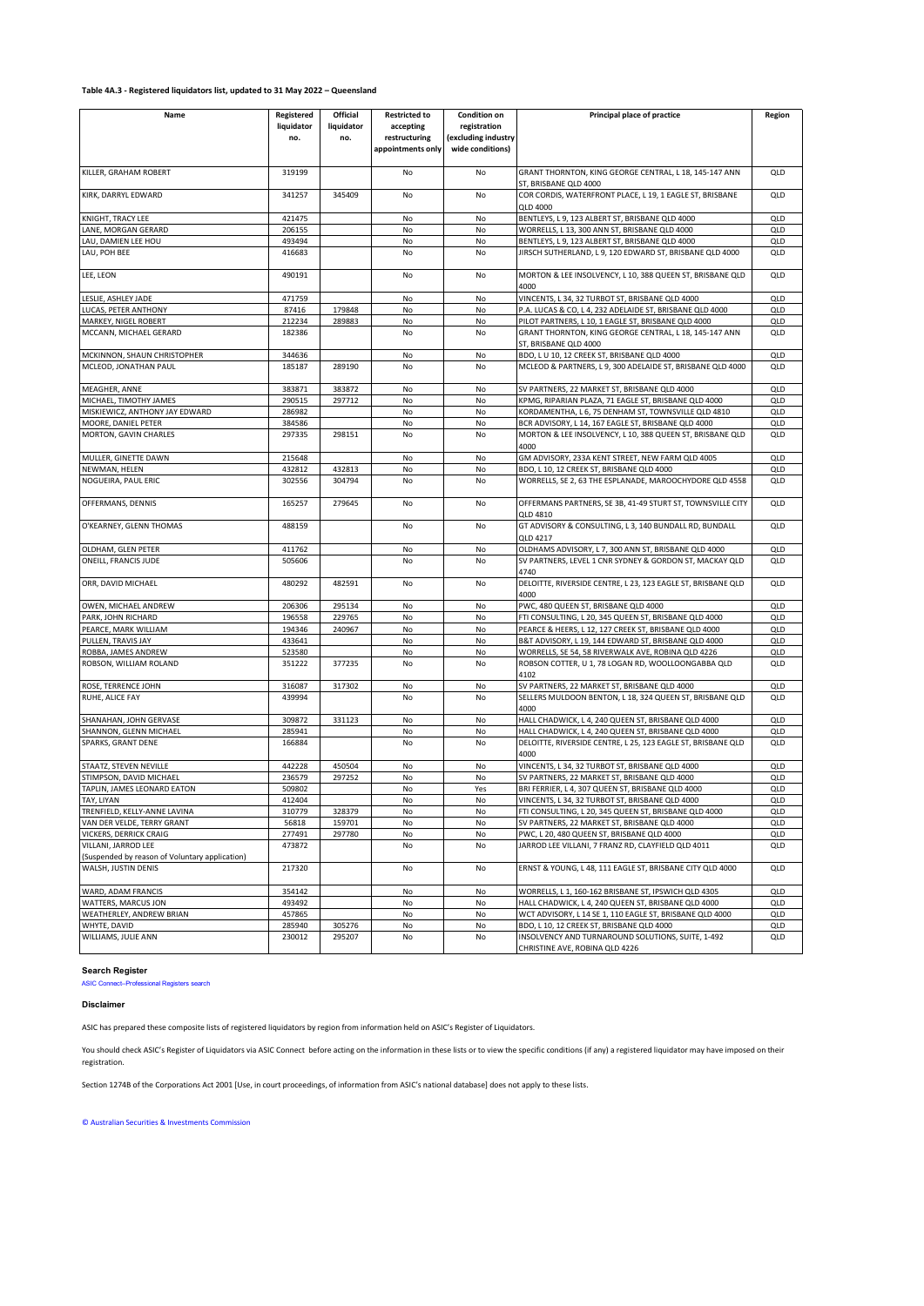**Table 4A.3 - Registered liquidators list, updated to 31 May 2022 – Queensland**

| Name | Registered liquidator no. | Official liquidator no. | Restricted to accepting restructuring appointments only | Condition on registration (excluding industry wide conditions) | Principal place of practice | Region |
|---|---|---|---|---|---|---|
| KILLER, GRAHAM ROBERT | 319199 | | No | No | GRANT THORNTON, KING GEORGE CENTRAL, L 18, 145-147 ANN ST, BRISBANE QLD 4000 | QLD |
| KIRK, DARRYL EDWARD | 341257 | 345409 | No | No | COR CORDIS, WATERFRONT PLACE, L 19, 1 EAGLE ST, BRISBANE QLD 4000 | QLD |
| KNIGHT, TRACY LEE | 421475 | | No | No | BENTLEYS, L 9, 123 ALBERT ST, BRISBANE QLD 4000 | QLD |
| LANE, MORGAN GERARD | 206155 | | No | No | WORRELLS, L 13, 300 ANN ST, BRISBANE QLD 4000 | QLD |
| LAU, DAMIEN LEE HOU | 493494 | | No | No | BENTLEYS, L 9, 123 ALBERT ST, BRISBANE QLD 4000 | QLD |
| LAU, POH BEE | 416683 | | No | No | JIRSCH SUTHERLAND, L 9, 120 EDWARD ST, BRISBANE QLD 4000 | QLD |
| LEE, LEON | 490191 | | No | No | MORTON & LEE INSOLVENCY, L 10, 388 QUEEN ST, BRISBANE QLD 4000 | QLD |
| LESLIE, ASHLEY JADE | 471759 | | No | No | VINCENTS, L 34, 32 TURBOT ST, BRISBANE QLD 4000 | QLD |
| LUCAS, PETER ANTHONY | 87416 | 179848 | No | No | P.A. LUCAS & CO, L 4, 232 ADELAIDE ST, BRISBANE QLD 4000 | QLD |
| MARKEY, NIGEL ROBERT | 212234 | 289883 | No | No | PILOT PARTNERS, L 10, 1 EAGLE ST, BRISBANE QLD 4000 | QLD |
| MCCANN, MICHAEL GERARD | 182386 | | No | No | GRANT THORNTON, KING GEORGE CENTRAL, L 18, 145-147 ANN ST, BRISBANE QLD 4000 | QLD |
| MCKINNON, SHAUN CHRISTOPHER | 344636 | | No | No | BDO, L U 10, 12 CREEK ST, BRISBANE QLD 4000 | QLD |
| MCLEOD, JONATHAN PAUL | 185187 | 289190 | No | No | MCLEOD & PARTNERS, L 9, 300 ADELAIDE ST, BRISBANE QLD 4000 | QLD |
| MEAGHER, ANNE | 383871 | 383872 | No | No | SV PARTNERS, 22 MARKET ST, BRISBANE QLD 4000 | QLD |
| MICHAEL, TIMOTHY JAMES | 290515 | 297712 | No | No | KPMG, RIPARIAN PLAZA, 71 EAGLE ST, BRISBANE QLD 4000 | QLD |
| MISKIEWICZ, ANTHONY JAY EDWARD | 286982 | | No | No | KORDAMENTHA, L 6, 75 DENHAM ST, TOWNSVILLE QLD 4810 | QLD |
| MOORE, DANIEL PETER | 384586 | | No | No | BCR ADVISORY, L 14, 167 EAGLE ST, BRISBANE QLD 4000 | QLD |
| MORTON, GAVIN CHARLES | 297335 | 298151 | No | No | MORTON & LEE INSOLVENCY, L 10, 388 QUEEN ST, BRISBANE QLD 4000 | QLD |
| MULLER, GINETTE DAWN | 215648 | | No | No | GM ADVISORY, 233A KENT STREET, NEW FARM QLD 4005 | QLD |
| NEWMAN, HELEN | 432812 | 432813 | No | No | BDO, L 10, 12 CREEK ST, BRISBANE QLD 4000 | QLD |
| NOGUEIRA, PAUL ERIC | 302556 | 304794 | No | No | WORRELLS, SE 2, 63 THE ESPLANADE, MAROOCHYDORE QLD 4558 | QLD |
| OFFERMANS, DENNIS | 165257 | 279645 | No | No | OFFERMANS PARTNERS, SE 3B, 41-49 STURT ST, TOWNSVILLE CITY QLD 4810 | QLD |
| O'KEARNEY, GLENN THOMAS | 488159 | | No | No | GT ADVISORY & CONSULTING, L 3, 140 BUNDALL RD, BUNDALL QLD 4217 | QLD |
| OLDHAM, GLEN PETER | 411762 | | No | No | OLDHAMS ADVISORY, L 7, 300 ANN ST, BRISBANE QLD 4000 | QLD |
| ONEILL, FRANCIS JUDE | 505606 | | No | No | SV PARTNERS, LEVEL 1 CNR SYDNEY & GORDON ST, MACKAY QLD 4740 | QLD |
| ORR, DAVID MICHAEL | 480292 | 482591 | No | No | DELOITTE, RIVERSIDE CENTRE, L 23, 123 EAGLE ST, BRISBANE QLD 4000 | QLD |
| OWEN, MICHAEL ANDREW | 206306 | 295134 | No | No | PWC, 480 QUEEN ST, BRISBANE QLD 4000 | QLD |
| PARK, JOHN RICHARD | 196558 | 229765 | No | No | FTI CONSULTING, L 20, 345 QUEEN ST, BRISBANE QLD 4000 | QLD |
| PEARCE, MARK WILLIAM | 194346 | 240967 | No | No | PEARCE & HEERS, L 12, 127 CREEK ST, BRISBANE QLD 4000 | QLD |
| PULLEN, TRAVIS JAY | 433641 | | No | No | B&T ADVISORY, L 19, 144 EDWARD ST, BRISBANE QLD 4000 | QLD |
| ROBBA, JAMES ANDREW | 523580 | | No | No | WORRELLS, SE 54, 58 RIVERWALK AVE, ROBINA QLD 4226 | QLD |
| ROBSON, WILLIAM ROLAND | 351222 | 377235 | No | No | ROBSON COTTER, U 1, 78 LOGAN RD, WOOLLOONGABBA QLD 4102 | QLD |
| ROSE, TERRENCE JOHN | 316087 | 317302 | No | No | SV PARTNERS, 22 MARKET ST, BRISBANE QLD 4000 | QLD |
| RUHE, ALICE FAY | 439994 | | No | No | SELLERS MULDOON BENTON, L 18, 324 QUEEN ST, BRISBANE QLD 4000 | QLD |
| SHANAHAN, JOHN GERVASE | 309872 | 331123 | No | No | HALL CHADWICK, L 4, 240 QUEEN ST, BRISBANE QLD 4000 | QLD |
| SHANNON, GLENN MICHAEL | 285941 | | No | No | HALL CHADWICK, L 4, 240 QUEEN ST, BRISBANE QLD 4000 | QLD |
| SPARKS, GRANT DENE | 166884 | | No | No | DELOITTE, RIVERSIDE CENTRE, L 25, 123 EAGLE ST, BRISBANE QLD 4000 | QLD |
| STAATZ, STEVEN NEVILLE | 442228 | 450504 | No | No | VINCENTS, L 34, 32 TURBOT ST, BRISBANE QLD 4000 | QLD |
| STIMPSON, DAVID MICHAEL | 236579 | 297252 | No | No | SV PARTNERS, 22 MARKET ST, BRISBANE QLD 4000 | QLD |
| TAPLIN, JAMES LEONARD EATON | 509802 | | No | Yes | BRI FERRIER, L 4, 307 QUEEN ST, BRISBANE QLD 4000 | QLD |
| TAY, LIYAN | 412404 | | No | No | VINCENTS, L 34, 32 TURBOT ST, BRISBANE QLD 4000 | QLD |
| TRENFIELD, KELLY-ANNE LAVINA | 310779 | 328379 | No | No | FTI CONSULTING, L 20, 345 QUEEN ST, BRISBANE QLD 4000 | QLD |
| VAN DER VELDE, TERRY GRANT | 56818 | 159701 | No | No | SV PARTNERS, 22 MARKET ST, BRISBANE QLD 4000 | QLD |
| VICKERS, DERRICK CRAIG | 277491 | 297780 | No | No | PWC, L 20, 480 QUEEN ST, BRISBANE QLD 4000 | QLD |
| VILLANI, JARROD LEE (Suspended by reason of Voluntary application) | 473872 | | No | No | JARROD LEE VILLANI, 7 FRANZ RD, CLAYFIELD QLD 4011 | QLD |
| WALSH, JUSTIN DENIS | 217320 | | No | No | ERNST & YOUNG, L 48, 111 EAGLE ST, BRISBANE CITY QLD 4000 | QLD |
| WARD, ADAM FRANCIS | 354142 | | No | No | WORRELLS, L 1, 160-162 BRISBANE ST, IPSWICH QLD 4305 | QLD |
| WATTERS, MARCUS JON | 493492 | | No | No | HALL CHADWICK, L 4, 240 QUEEN ST, BRISBANE QLD 4000 | QLD |
| WEATHERLEY, ANDREW BRIAN | 457865 | | No | No | WCT ADVISORY, L 14 SE 1, 110 EAGLE ST, BRISBANE QLD 4000 | QLD |
| WHYTE, DAVID | 285940 | 305276 | No | No | BDO, L 10, 12 CREEK ST, BRISBANE QLD 4000 | QLD |
| WILLIAMS, JULIE ANN | 230012 | 295207 | No | No | INSOLVENCY AND TURNAROUND SOLUTIONS, SUITE, 1-492 CHRISTINE AVE, ROBINA QLD 4226 | QLD |

**Search Register**

ASIC Connect–Professional Registers search

**Disclaimer**

ASIC has prepared these composite lists of registered liquidators by region from information held on ASIC's Register of Liquidators.

You should check ASIC's Register of Liquidators via ASIC Connect before acting on the information in these lists or to view the specific conditions (if any) a registered liquidator may have imposed on their registration.

Section 1274B of the Corporations Act 2001 [Use, in court proceedings, of information from ASIC's national database] does not apply to these lists.

© Australian Securities & Investments Commission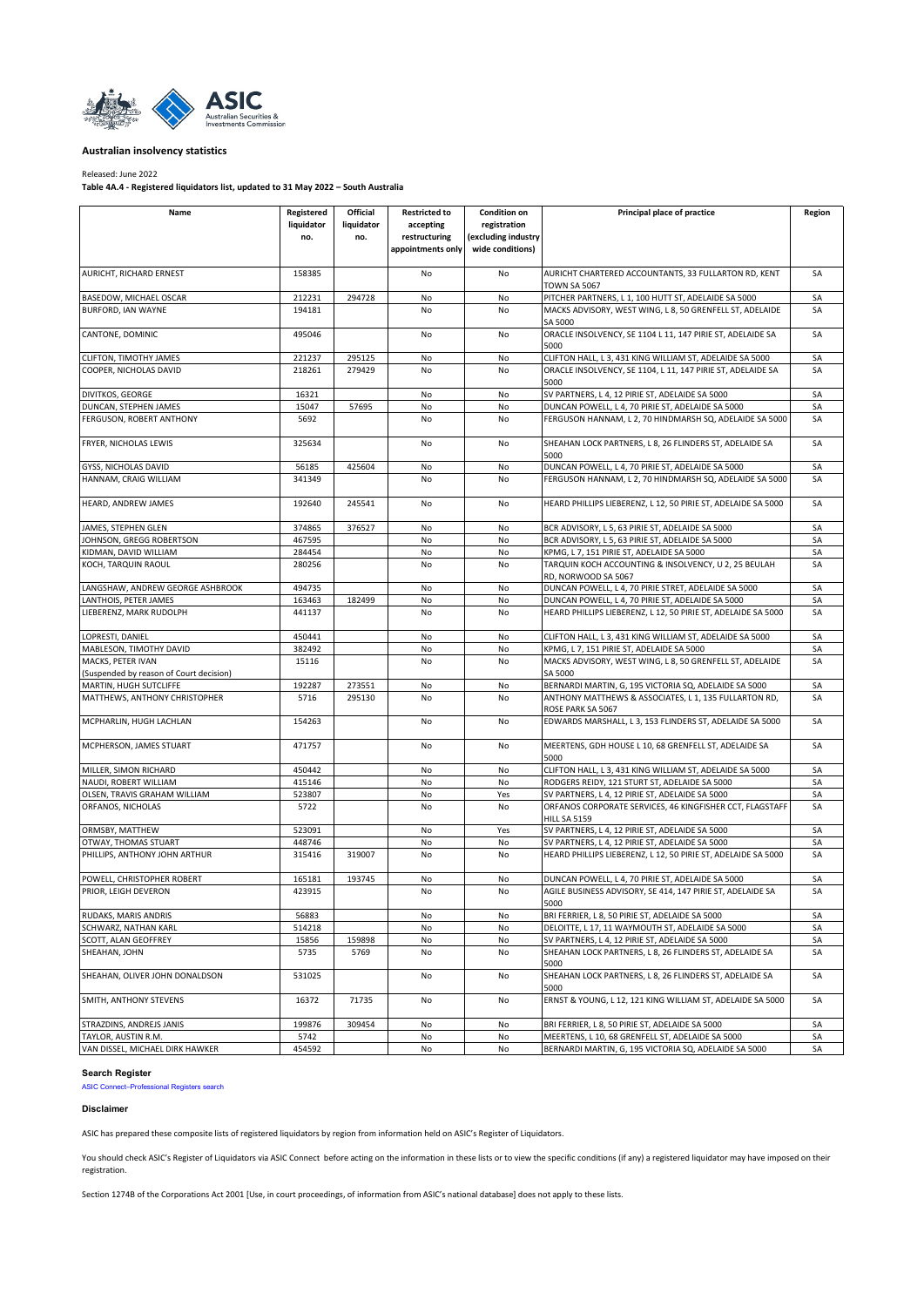### Australian insolvency statistics

Released: June 2022

**Table 4A.4 - Registered liquidators list, updated to 31 May 2022 – South Australia**

| Name | Registered liquidator no. | Official liquidator no. | Restricted to accepting restructuring appointments only | Condition on registration (excluding industry wide conditions) | Principal place of practice | Region |
|---|---|---|---|---|---|---|
| AURICHT, RICHARD ERNEST | 158385 | | No | No | AURICHT CHARTERED ACCOUNTANTS, 33 FULLARTON RD, KENT TOWN SA 5067 | SA |
| BASEDOW, MICHAEL OSCAR | 212231 | 294728 | No | No | PITCHER PARTNERS, L 1, 100 HUTT ST, ADELAIDE SA 5000 | SA |
| BURFORD, IAN WAYNE | 194181 | | No | No | MACKS ADVISORY, WEST WING, L 8, 50 GRENFELL ST, ADELAIDE SA 5000 | SA |
| CANTONE, DOMINIC | 495046 | | No | No | ORACLE INSOLVENCY, SE 1104 L 11, 147 PIRIE ST, ADELAIDE SA 5000 | SA |
| CLIFTON, TIMOTHY JAMES | 221237 | 295125 | No | No | CLIFTON HALL, L 3, 431 KING WILLIAM ST, ADELAIDE SA 5000 | SA |
| COOPER, NICHOLAS DAVID | 218261 | 279429 | No | No | ORACLE INSOLVENCY, SE 1104, L 11, 147 PIRIE ST, ADELAIDE SA 5000 | SA |
| DIVITKOS, GEORGE | 16321 | | No | No | SV PARTNERS, L 4, 12 PIRIE ST, ADELAIDE SA 5000 | SA |
| DUNCAN, STEPHEN JAMES | 15047 | 57695 | No | No | DUNCAN POWELL, L 4, 70 PIRIE ST, ADELAIDE SA 5000 | SA |
| FERGUSON, ROBERT ANTHONY | 5692 | | No | No | FERGUSON HANNAM, L 2, 70 HINDMARSH SQ, ADELAIDE SA 5000 | SA |
| FRYER, NICHOLAS LEWIS | 325634 | | No | No | SHEAHAN LOCK PARTNERS, L 8, 26 FLINDERS ST, ADELAIDE SA 5000 | SA |
| GYSS, NICHOLAS DAVID | 56185 | 425604 | No | No | DUNCAN POWELL, L 4, 70 PIRIE ST, ADELAIDE SA 5000 | SA |
| HANNAM, CRAIG WILLIAM | 341349 | | No | No | FERGUSON HANNAM, L 2, 70 HINDMARSH SQ, ADELAIDE SA 5000 | SA |
| HEARD, ANDREW JAMES | 192640 | 245541 | No | No | HEARD PHILLIPS LIEBERENZ, L 12, 50 PIRIE ST, ADELAIDE SA 5000 | SA |
| JAMES, STEPHEN GLEN | 374865 | 376527 | No | No | BCR ADVISORY, L 5, 63 PIRIE ST, ADELAIDE SA 5000 | SA |
| JOHNSON, GREGG ROBERTSON | 467595 | | No | No | BCR ADVISORY, L 5, 63 PIRIE ST, ADELAIDE SA 5000 | SA |
| KIDMAN, DAVID WILLIAM | 284454 | | No | No | KPMG, L 7, 151 PIRIE ST, ADELAIDE SA 5000 | SA |
| KOCH, TARQUIN RAOUL | 280256 | | No | No | TARQUIN KOCH ACCOUNTING & INSOLVENCY, U 2, 25 BEULAH RD, NORWOOD SA 5067 | SA |
| LANGSHAW, ANDREW GEORGE ASHBROOK | 494735 | | No | No | DUNCAN POWELL, L 4, 70 PIRIE STRET, ADELAIDE SA 5000 | SA |
| LANTHOIS, PETER JAMES | 163463 | 182499 | No | No | DUNCAN POWELL, L 4, 70 PIRIE ST, ADELAIDE SA 5000 | SA |
| LIEBERENZ, MARK RUDOLPH | 441137 | | No | No | HEARD PHILLIPS LIEBERENZ, L 12, 50 PIRIE ST, ADELAIDE SA 5000 | SA |
| LOPRESTI, DANIEL | 450441 | | No | No | CLIFTON HALL, L 3, 431 KING WILLIAM ST, ADELAIDE SA 5000 | SA |
| MABLESON, TIMOTHY DAVID | 382492 | | No | No | KPMG, L 7, 151 PIRIE ST, ADELAIDE SA 5000 | SA |
| MACKS, PETER IVAN (Suspended by reason of Court decision) | 15116 | | No | No | MACKS ADVISORY, WEST WING, L 8, 50 GRENFELL ST, ADELAIDE SA 5000 | SA |
| MARTIN, HUGH SUTCLIFFE | 192287 | 273551 | No | No | BERNARDI MARTIN, G, 195 VICTORIA SQ, ADELAIDE SA 5000 | SA |
| MATTHEWS, ANTHONY CHRISTOPHER | 5716 | 295130 | No | No | ANTHONY MATTHEWS & ASSOCIATES, L 1, 135 FULLARTON RD, ROSE PARK SA 5067 | SA |
| MCPHARLIN, HUGH LACHLAN | 154263 | | No | No | EDWARDS MARSHALL, L 3, 153 FLINDERS ST, ADELAIDE SA 5000 | SA |
| MCPHERSON, JAMES STUART | 471757 | | No | No | MEERTENS, GDH HOUSE L 10, 68 GRENFELL ST, ADELAIDE SA 5000 | SA |
| MILLER, SIMON RICHARD | 450442 | | No | No | CLIFTON HALL, L 3, 431 KING WILLIAM ST, ADELAIDE SA 5000 | SA |
| NAUDI, ROBERT WILLIAM | 415146 | | No | No | RODGERS REIDY, 121 STURT ST, ADELAIDE SA 5000 | SA |
| OLSEN, TRAVIS GRAHAM WILLIAM | 523807 | | No | Yes | SV PARTNERS, L 4, 12 PIRIE ST, ADELAIDE SA 5000 | SA |
| ORFANOS, NICHOLAS | 5722 | | No | No | ORFANOS CORPORATE SERVICES, 46 KINGFISHER CCT, FLAGSTAFF HILL SA 5159 | SA |
| ORMSBY, MATTHEW | 523091 | | No | Yes | SV PARTNERS, L 4, 12 PIRIE ST, ADELAIDE SA 5000 | SA |
| OTWAY, THOMAS STUART | 448746 | | No | No | SV PARTNERS, L 4, 12 PIRIE ST, ADELAIDE SA 5000 | SA |
| PHILLIPS, ANTHONY JOHN ARTHUR | 315416 | 319007 | No | No | HEARD PHILLIPS LIEBERENZ, L 12, 50 PIRIE ST, ADELAIDE SA 5000 | SA |
| POWELL, CHRISTOPHER ROBERT | 165181 | 193745 | No | No | DUNCAN POWELL, L 4, 70 PIRIE ST, ADELAIDE SA 5000 | SA |
| PRIOR, LEIGH DEVERON | 423915 | | No | No | AGILE BUSINESS ADVISORY, SE 414, 147 PIRIE ST, ADELAIDE SA 5000 | SA |
| RUDAKS, MARIS ANDRIS | 56883 | | No | No | BRI FERRIER, L 8, 50 PIRIE ST, ADELAIDE SA 5000 | SA |
| SCHWARZ, NATHAN KARL | 514218 | | No | No | DELOITTE, L 17, 11 WAYMOUTH ST, ADELAIDE SA 5000 | SA |
| SCOTT, ALAN GEOFFREY | 15856 | 159898 | No | No | SV PARTNERS, L 4, 12 PIRIE ST, ADELAIDE SA 5000 | SA |
| SHEAHAN, JOHN | 5735 | 5769 | No | No | SHEAHAN LOCK PARTNERS, L 8, 26 FLINDERS ST, ADELAIDE SA 5000 | SA |
| SHEAHAN, OLIVER JOHN DONALDSON | 531025 | | No | No | SHEAHAN LOCK PARTNERS, L 8, 26 FLINDERS ST, ADELAIDE SA 5000 | SA |
| SMITH, ANTHONY STEVENS | 16372 | 71735 | No | No | ERNST & YOUNG, L 12, 121 KING WILLIAM ST, ADELAIDE SA 5000 | SA |
| STRAZDINS, ANDREJS JANIS | 199876 | 309454 | No | No | BRI FERRIER, L 8, 50 PIRIE ST, ADELAIDE SA 5000 | SA |
| TAYLOR, AUSTIN R.M. | 5742 | | No | No | MEERTENS, L 10, 68 GRENFELL ST, ADELAIDE SA 5000 | SA |
| VAN DISSEL, MICHAEL DIRK HAWKER | 454592 | | No | No | BERNARDI MARTIN, G, 195 VICTORIA SQ, ADELAIDE SA 5000 | SA |

**Search Register**

ASIC Connect–Professional Registers search

**Disclaimer**

ASIC has prepared these composite lists of registered liquidators by region from information held on ASIC's Register of Liquidators.

You should check ASIC's Register of Liquidators via ASIC Connect before acting on the information in these lists or to view the specific conditions (if any) a registered liquidator may have imposed on their registration.

Section 1274B of the Corporations Act 2001 [Use, in court proceedings, of information from ASIC's national database] does not apply to these lists.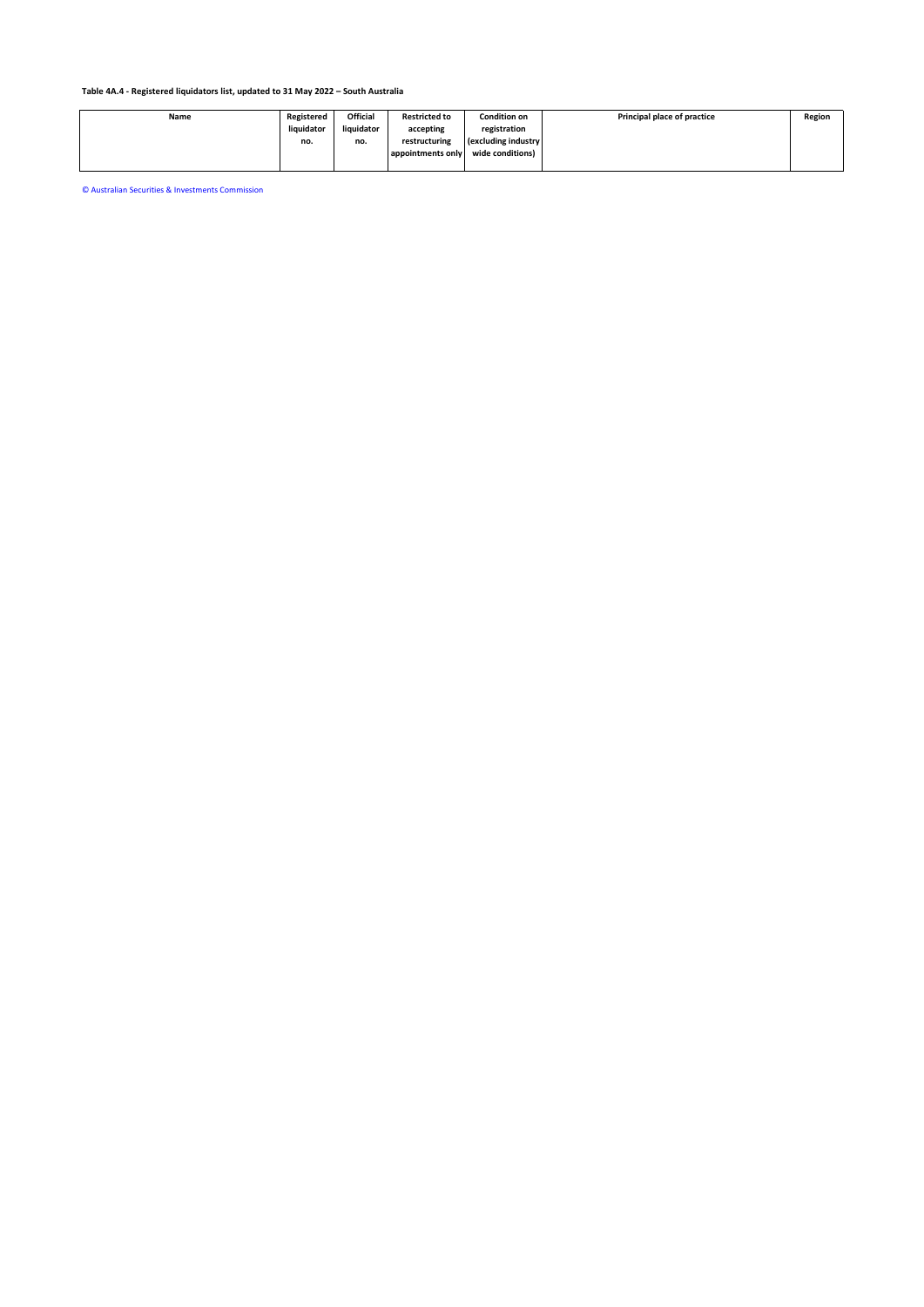**Table 4A.4 - Registered liquidators list, updated to 31 May 2022 – South Australia**

| Name | Registered liquidator no. | Official liquidator no. | Restricted to accepting restructuring appointments only | Condition on registration (excluding industry wide conditions) | Principal place of practice | Region |
|---|---|---|---|---|---|---|

© Australian Securities & Investments Commission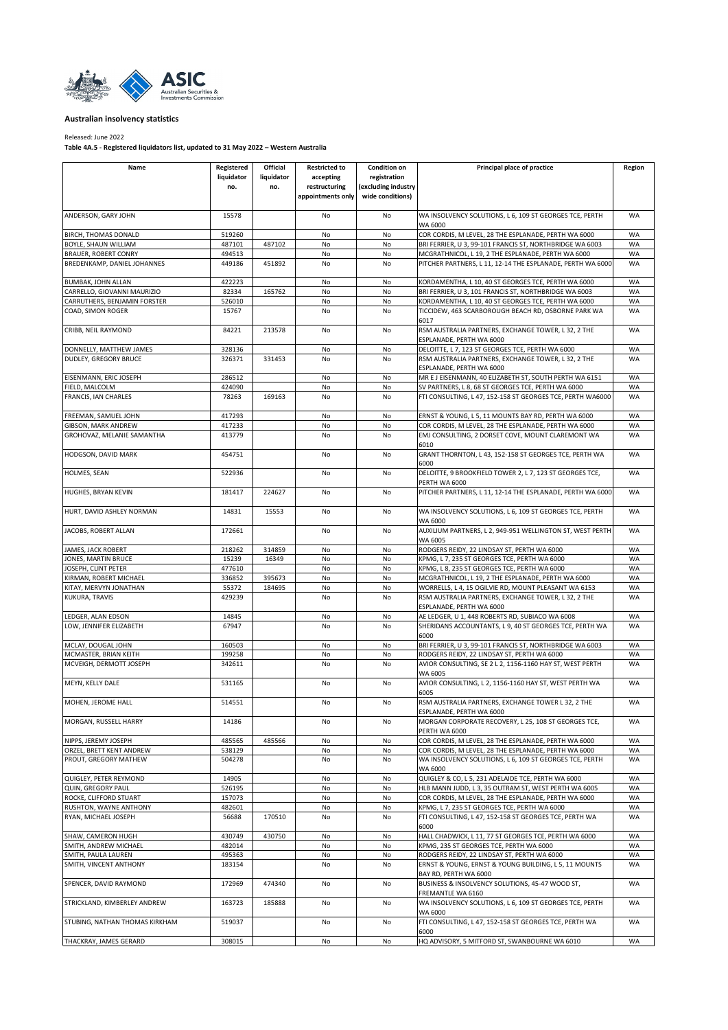**Australian insolvency statistics**

Released: June 2022

**Table 4A.5 - Registered liquidators list, updated to 31 May 2022 – Western Australia**

| Name | Registered liquidator no. | Official liquidator no. | Restricted to accepting restructuring appointments only | Condition on registration (excluding industry wide conditions) | Principal place of practice | Region |
|---|---|---|---|---|---|---|
| ANDERSON, GARY JOHN | 15578 | | No | No | WA INSOLVENCY SOLUTIONS, L 6, 109 ST GEORGES TCE, PERTH WA 6000 | WA |
| BIRCH, THOMAS DONALD | 519260 | | No | No | COR CORDIS, M LEVEL, 28 THE ESPLANADE, PERTH WA 6000 | WA |
| BOYLE, SHAUN WILLIAM | 487101 | 487102 | No | No | BRI FERRIER, U 3, 99-101 FRANCIS ST, NORTHBRIDGE WA 6003 | WA |
| BRAUER, ROBERT CONRY | 494513 | | No | No | MCGRATHNICOL, L 19, 2 THE ESPLANADE, PERTH WA 6000 | WA |
| BREDENKAMP, DANIEL JOHANNES | 449186 | 451892 | No | No | PITCHER PARTNERS, L 11, 12-14 THE ESPLANADE, PERTH WA 6000 | WA |
| BUMBAK, JOHN ALLAN | 422223 | | No | No | KORDAMENTHA, L 10, 40 ST GEORGES TCE, PERTH WA 6000 | WA |
| CARRELLO, GIOVANNI MAURIZIO | 82334 | 165762 | No | No | BRI FERRIER, U 3, 101 FRANCIS ST, NORTHBRIDGE WA 6003 | WA |
| CARRUTHERS, BENJAMIN FORSTER | 526010 | | No | No | KORDAMENTHA, L 10, 40 ST GEORGES TCE, PERTH WA 6000 | WA |
| COAD, SIMON ROGER | 15767 | | No | No | TICCIDEW, 463 SCARBOROUGH BEACH RD, OSBORNE PARK WA 6017 | WA |
| CRIBB, NEIL RAYMOND | 84221 | 213578 | No | No | RSM AUSTRALIA PARTNERS, EXCHANGE TOWER, L 32, 2 THE ESPLANADE, PERTH WA 6000 | WA |
| DONNELLY, MATTHEW JAMES | 328136 | | No | No | DELOITTE, L 7, 123 ST GEORGES TCE, PERTH WA 6000 | WA |
| DUDLEY, GREGORY BRUCE | 326371 | 331453 | No | No | RSM AUSTRALIA PARTNERS, EXCHANGE TOWER, L 32, 2 THE ESPLANADE, PERTH WA 6000 | WA |
| EISENMANN, ERIC JOSEPH | 286512 | | No | No | MR E J EISENMANN, 40 ELIZABETH ST, SOUTH PERTH WA 6151 | WA |
| FIELD, MALCOLM | 424090 | | No | No | SV PARTNERS, L 8, 68 ST GEORGES TCE, PERTH WA 6000 | WA |
| FRANCIS, IAN CHARLES | 78263 | 169163 | No | No | FTI CONSULTING, L 47, 152-158 ST GEORGES TCE, PERTH WA6000 | WA |
| FREEMAN, SAMUEL JOHN | 417293 | | No | No | ERNST & YOUNG, L 5, 11 MOUNTS BAY RD, PERTH WA 6000 | WA |
| GIBSON, MARK ANDREW | 417233 | | No | No | COR CORDIS, M LEVEL, 28 THE ESPLANADE, PERTH WA 6000 | WA |
| GROHOVAZ, MELANIE SAMANTHA | 413779 | | No | No | EMJ CONSULTING, 2 DORSET COVE, MOUNT CLAREMONT WA 6010 | WA |
| HODGSON, DAVID MARK | 454751 | | No | No | GRANT THORNTON, L 43, 152-158 ST GEORGES TCE, PERTH WA 6000 | WA |
| HOLMES, SEAN | 522936 | | No | No | DELOITTE, 9 BROOKFIELD TOWER 2, L 7, 123 ST GEORGES TCE, PERTH WA 6000 | WA |
| HUGHES, BRYAN KEVIN | 181417 | 224627 | No | No | PITCHER PARTNERS, L 11, 12-14 THE ESPLANADE, PERTH WA 6000 | WA |
| HURT, DAVID ASHLEY NORMAN | 14831 | 15553 | No | No | WA INSOLVENCY SOLUTIONS, L 6, 109 ST GEORGES TCE, PERTH WA 6000 | WA |
| JACOBS, ROBERT ALLAN | 172661 | | No | No | AUXILIUM PARTNERS, L 2, 949-951 WELLINGTON ST, WEST PERTH WA 6005 | WA |
| JAMES, JACK ROBERT | 218262 | 314859 | No | No | RODGERS REIDY, 22 LINDSAY ST, PERTH WA 6000 | WA |
| JONES, MARTIN BRUCE | 15239 | 16349 | No | No | KPMG, L 7, 235 ST GEORGES TCE, PERTH WA 6000 | WA |
| JOSEPH, CLINT PETER | 477610 | | No | No | KPMG, L 8, 235 ST GEORGES TCE, PERTH WA 6000 | WA |
| KIRMAN, ROBERT MICHAEL | 336852 | 395673 | No | No | MCGRATHNICOL, L 19, 2 THE ESPLANADE, PERTH WA 6000 | WA |
| KITAY, MERVYN JONATHAN | 55372 | 184695 | No | No | WORRELLS, L 4, 15 OGILVIE RD, MOUNT PLEASANT WA 6153 | WA |
| KUKURA, TRAVIS | 429239 | | No | No | RSM AUSTRALIA PARTNERS, EXCHANGE TOWER, L 32, 2 THE ESPLANADE, PERTH WA 6000 | WA |
| LEDGER, ALAN EDSON | 14845 | | No | No | AE LEDGER, U 1, 448 ROBERTS RD, SUBIACO WA 6008 | WA |
| LOW, JENNIFER ELIZABETH | 67947 | | No | No | SHERIDANS ACCOUNTANTS, L 9, 40 ST GEORGES TCE, PERTH WA 6000 | WA |
| MCLAY, DOUGAL JOHN | 160503 | | No | No | BRI FERRIER, U 3, 99-101 FRANCIS ST, NORTHBRIDGE WA 6003 | WA |
| MCMASTER, BRIAN KEITH | 199258 | | No | No | RODGERS REIDY, 22 LINDSAY ST, PERTH WA 6000 | WA |
| MCVEIGH, DERMOTT JOSEPH | 342611 | | No | No | AVIOR CONSULTING, SE 2 L 2, 1156-1160 HAY ST, WEST PERTH WA 6005 | WA |
| MEYN, KELLY DALE | 531165 | | No | No | AVIOR CONSULTING, L 2, 1156-1160 HAY ST, WEST PERTH WA 6005 | WA |
| MOHEN, JEROME HALL | 514551 | | No | No | RSM AUSTRALIA PARTNERS, EXCHANGE TOWER L 32, 2 THE ESPLANADE, PERTH WA 6000 | WA |
| MORGAN, RUSSELL HARRY | 14186 | | No | No | MORGAN CORPORATE RECOVERY, L 25, 108 ST GEORGES TCE, PERTH WA 6000 | WA |
| NIPPS, JEREMY JOSEPH | 485565 | 485566 | No | No | COR CORDIS, M LEVEL, 28 THE ESPLANADE, PERTH WA 6000 | WA |
| ORZEL, BRETT KENT ANDREW | 538129 | | No | No | COR CORDIS, M LEVEL, 28 THE ESPLANADE, PERTH WA 6000 | WA |
| PROUT, GREGORY MATHEW | 504278 | | No | No | WA INSOLVENCY SOLUTIONS, L 6, 109 ST GEORGES TCE, PERTH WA 6000 | WA |
| QUIGLEY, PETER REYMOND | 14905 | | No | No | QUIGLEY & CO, L 5, 231 ADELAIDE TCE, PERTH WA 6000 | WA |
| QUIN, GREGORY PAUL | 526195 | | No | No | HLB MANN JUDD, L 3, 35 OUTRAM ST, WEST PERTH WA 6005 | WA |
| ROCKE, CLIFFORD STUART | 157073 | | No | No | COR CORDIS, M LEVEL, 28 THE ESPLANADE, PERTH WA 6000 | WA |
| RUSHTON, WAYNE ANTHONY | 482601 | | No | No | KPMG, L 7, 235 ST GEORGES TCE, PERTH WA 6000 | WA |
| RYAN, MICHAEL JOSEPH | 56688 | 170510 | No | No | FTI CONSULTING, L 47, 152-158 ST GEORGES TCE, PERTH WA 6000 | WA |
| SHAW, CAMERON HUGH | 430749 | 430750 | No | No | HALL CHADWICK, L 11, 77 ST GEORGES TCE, PERTH WA 6000 | WA |
| SMITH, ANDREW MICHAEL | 482014 | | No | No | KPMG, 235 ST GEORGES TCE, PERTH WA 6000 | WA |
| SMITH, PAULA LAUREN | 495363 | | No | No | RODGERS REIDY, 22 LINDSAY ST, PERTH WA 6000 | WA |
| SMITH, VINCENT ANTHONY | 183154 | | No | No | ERNST & YOUNG, ERNST & YOUNG BUILDING, L 5, 11 MOUNTS BAY RD, PERTH WA 6000 | WA |
| SPENCER, DAVID RAYMOND | 172969 | 474340 | No | No | BUSINESS & INSOLVENCY SOLUTIONS, 45-47 WOOD ST, FREMANTLE WA 6160 | WA |
| STRICKLAND, KIMBERLEY ANDREW | 163723 | 185888 | No | No | WA INSOLVENCY SOLUTIONS, L 6, 109 ST GEORGES TCE, PERTH WA 6000 | WA |
| STUBING, NATHAN THOMAS KIRKHAM | 519037 | | No | No | FTI CONSULTING, L 47, 152-158 ST GEORGES TCE, PERTH WA 6000 | WA |
| THACKRAY, JAMES GERARD | 308015 | | No | No | HQ ADVISORY, 5 MITFORD ST, SWANBOURNE WA 6010 | WA |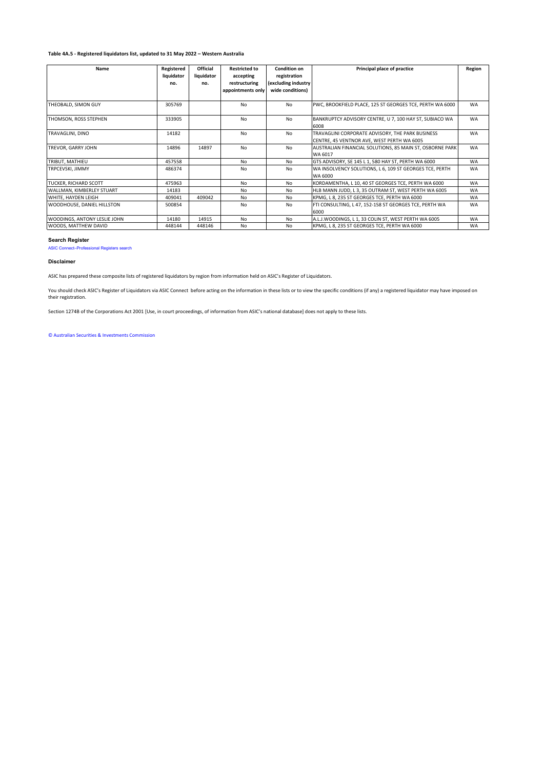**Table 4A.5 - Registered liquidators list, updated to 31 May 2022 – Western Australia**

| Name | Registered liquidator no. | Official liquidator no. | Restricted to accepting restructuring appointments only | Condition on registration (excluding industry wide conditions) | Principal place of practice | Region |
|---|---|---|---|---|---|---|
| THEOBALD, SIMON GUY | 305769 | | No | No | PWC, BROOKFIELD PLACE, 125 ST GEORGES TCE, PERTH WA 6000 | WA |
| THOMSON, ROSS STEPHEN | 333905 | | No | No | BANKRUPTCY ADVISORY CENTRE, U 7, 100 HAY ST, SUBIACO WA 6008 | WA |
| TRAVAGLINI, DINO | 14182 | | No | No | TRAVAGLINI CORPORATE ADVISORY, THE PARK BUSINESS CENTRE, 45 VENTNOR AVE, WEST PERTH WA 6005 | WA |
| TREVOR, GARRY JOHN | 14896 | 14897 | No | No | AUSTRALIAN FINANCIAL SOLUTIONS, 85 MAIN ST, OSBORNE PARK WA 6017 | WA |
| TRIBUT, MATHIEU | 457558 | | No | No | GTS ADVISORY, SE 145 L 1, 580 HAY ST, PERTH WA 6000 | WA |
| TRPCEVSKI, JIMMY | 486374 | | No | No | WA INSOLVENCY SOLUTIONS, L 6, 109 ST GEORGES TCE, PERTH WA 6000 | WA |
| TUCKER, RICHARD SCOTT | 475963 | | No | No | KORDAMENTHA, L 10, 40 ST GEORGES TCE, PERTH WA 6000 | WA |
| WALLMAN, KIMBERLEY STUART | 14183 | | No | No | HLB MANN JUDD, L 3, 35 OUTRAM ST, WEST PERTH WA 6005 | WA |
| WHITE, HAYDEN LEIGH | 409041 | 409042 | No | No | KPMG, L 8, 235 ST GEORGES TCE, PERTH WA 6000 | WA |
| WOODHOUSE, DANIEL HILLSTON | 500854 | | No | No | FTI CONSULTING, L 47, 152-158 ST GEORGES TCE, PERTH WA 6000 | WA |
| WOODINGS, ANTONY LESLIE JOHN | 14180 | 14915 | No | No | A.L.J.WOODINGS, L 1, 33 COLIN ST, WEST PERTH WA 6005 | WA |
| WOODS, MATTHEW DAVID | 448144 | 448146 | No | No | KPMG, L 8, 235 ST GEORGES TCE, PERTH WA 6000 | WA |

**Search Register**

ASIC Connect–Professional Registers search

**Disclaimer**

ASIC has prepared these composite lists of registered liquidators by region from information held on ASIC's Register of Liquidators.

You should check ASIC's Register of Liquidators via ASIC Connect before acting on the information in these lists or to view the specific conditions (if any) a registered liquidator may have imposed on their registration.

Section 1274B of the Corporations Act 2001 [Use, in court proceedings, of information from ASIC's national database] does not apply to these lists.

© Australian Securities & Investments Commission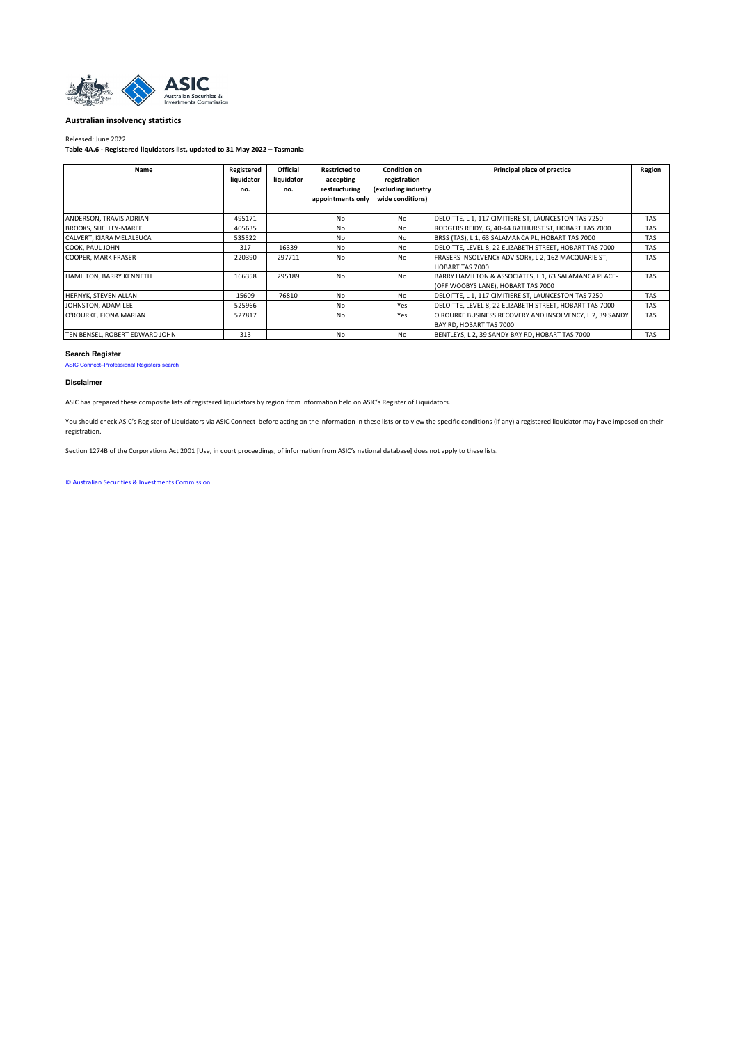**Australian insolvency statistics**

Released: June 2022

**Table 4A.6 - Registered liquidators list, updated to 31 May 2022 – Tasmania**

| Name | Registered liquidator no. | Official liquidator no. | Restricted to accepting restructuring appointments only | Condition on registration (excluding industry wide conditions) | Principal place of practice | Region |
|---|---|---|---|---|---|---|
| ANDERSON, TRAVIS ADRIAN | 495171 | | No | No | DELOITTE, L 1, 117 CIMITIERE ST, LAUNCESTON TAS 7250 | TAS |
| BROOKS, SHELLEY-MAREE | 405635 | | No | No | RODGERS REIDY, G, 40-44 BATHURST ST, HOBART TAS 7000 | TAS |
| CALVERT, KIARA MELALEUCA | 535522 | | No | No | BRSS (TAS), L 1, 63 SALAMANCA PL, HOBART TAS 7000 | TAS |
| COOK, PAUL JOHN | 317 | 16339 | No | No | DELOITTE, LEVEL 8, 22 ELIZABETH STREET, HOBART TAS 7000 | TAS |
| COOPER, MARK FRASER | 220390 | 297711 | No | No | FRASERS INSOLVENCY ADVISORY, L 2, 162 MACQUARIE ST, HOBART TAS 7000 | TAS |
| HAMILTON, BARRY KENNETH | 166358 | 295189 | No | No | BARRY HAMILTON & ASSOCIATES, L 1, 63 SALAMANCA PLACE-(OFF WOOBYS LANE), HOBART TAS 7000 | TAS |
| HERNYK, STEVEN ALLAN | 15609 | 76810 | No | No | DELOITTE, L 1, 117 CIMITIERE ST, LAUNCESTON TAS 7250 | TAS |
| JOHNSTON, ADAM LEE | 525966 | | No | Yes | DELOITTE, LEVEL 8, 22 ELIZABETH STREET, HOBART TAS 7000 | TAS |
| O'ROURKE, FIONA MARIAN | 527817 | | No | Yes | O'ROURKE BUSINESS RECOVERY AND INSOLVENCY, L 2, 39 SANDY BAY RD, HOBART TAS 7000 | TAS |
| TEN BENSEL, ROBERT EDWARD JOHN | 313 | | No | No | BENTLEYS, L 2, 39 SANDY BAY RD, HOBART TAS 7000 | TAS |

**Search Register**

ASIC Connect–Professional Registers search

**Disclaimer**

ASIC has prepared these composite lists of registered liquidators by region from information held on ASIC's Register of Liquidators.

You should check ASIC's Register of Liquidators via ASIC Connect before acting on the information in these lists or to view the specific conditions (if any) a registered liquidator may have imposed on their registration.

Section 1274B of the Corporations Act 2001 [Use, in court proceedings, of information from ASIC's national database] does not apply to these lists.

© Australian Securities & Investments Commission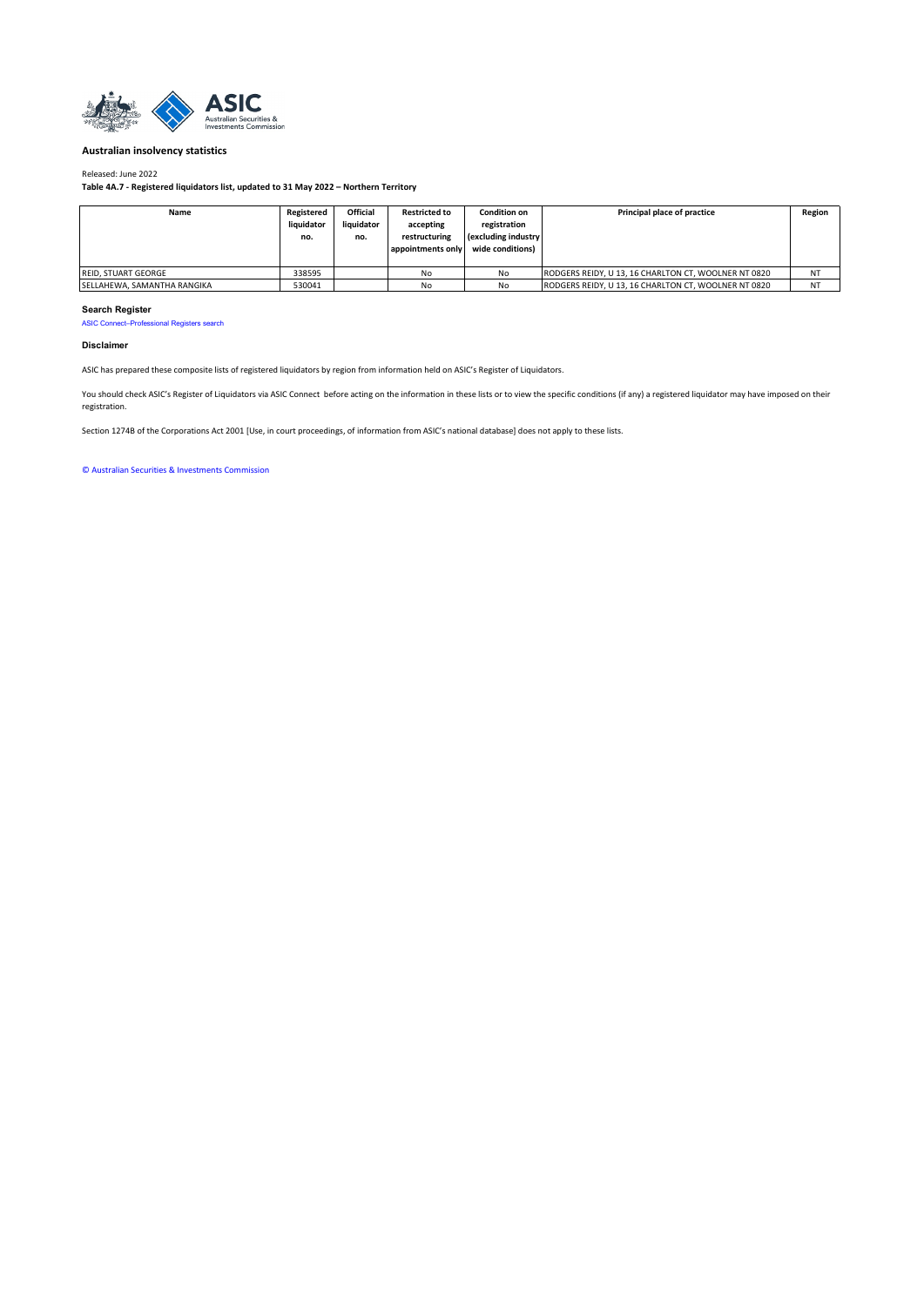**Australian insolvency statistics**

Released: June 2022

**Table 4A.7 - Registered liquidators list, updated to 31 May 2022 – Northern Territory**

| Name | Registered liquidator no. | Official liquidator no. | Restricted to accepting restructuring appointments only | Condition on registration (excluding industry wide conditions) | Principal place of practice | Region |
|---|---|---|---|---|---|---|
| REID, STUART GEORGE | 338595 | | No | No | RODGERS REIDY, U 13, 16 CHARLTON CT, WOOLNER NT 0820 | NT |
| SELLAHEWA, SAMANTHA RANGIKA | 530041 | | No | No | RODGERS REIDY, U 13, 16 CHARLTON CT, WOOLNER NT 0820 | NT |

**Search Register**

ASIC Connect–Professional Registers search

**Disclaimer**

ASIC has prepared these composite lists of registered liquidators by region from information held on ASIC's Register of Liquidators.

You should check ASIC's Register of Liquidators via ASIC Connect before acting on the information in these lists or to view the specific conditions (if any) a registered liquidator may have imposed on their registration.

Section 1274B of the Corporations Act 2001 [Use, in court proceedings, of information from ASIC's national database] does not apply to these lists.

© Australian Securities & Investments Commission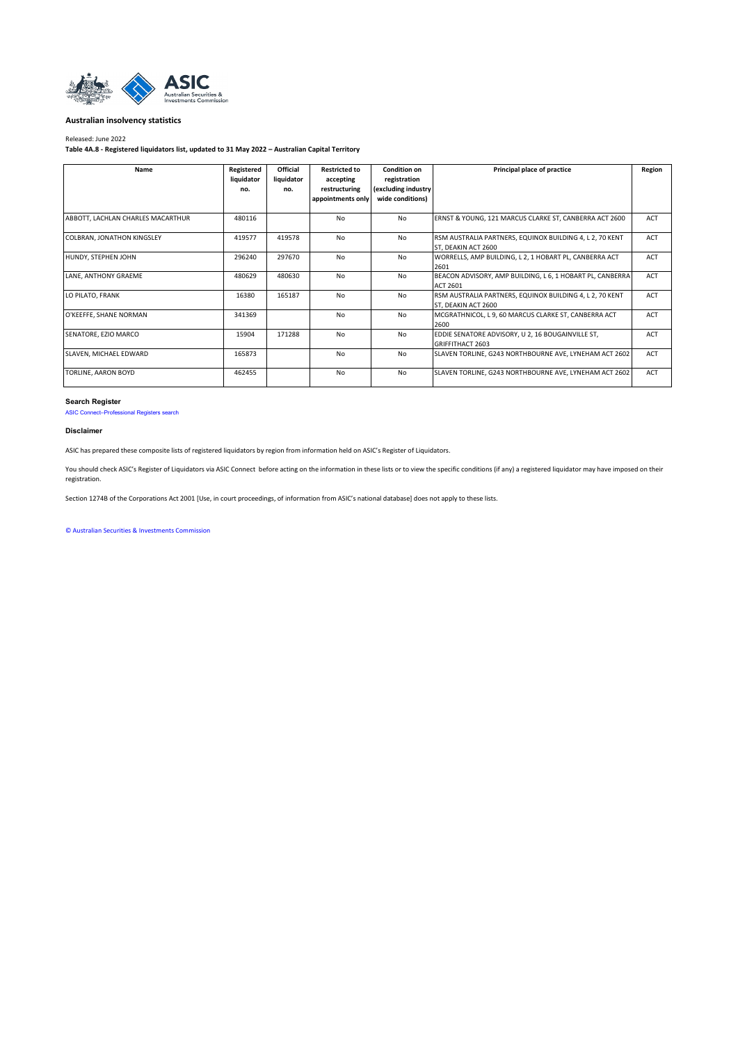**Australian insolvency statistics**

Released: June 2022

**Table 4A.8 - Registered liquidators list, updated to 31 May 2022 – Australian Capital Territory**

| Name | Registered liquidator no. | Official liquidator no. | Restricted to accepting restructuring appointments only | Condition on registration (excluding industry wide conditions) | Principal place of practice | Region |
|---|---|---|---|---|---|---|
| ABBOTT, LACHLAN CHARLES MACARTHUR | 480116 | | No | No | ERNST & YOUNG, 121 MARCUS CLARKE ST, CANBERRA ACT 2600 | ACT |
| COLBRAN, JONATHON KINGSLEY | 419577 | 419578 | No | No | RSM AUSTRALIA PARTNERS, EQUINOX BUILDING 4, L 2, 70 KENT ST, DEAKIN ACT 2600 | ACT |
| HUNDY, STEPHEN JOHN | 296240 | 297670 | No | No | WORRELLS, AMP BUILDING, L 2, 1 HOBART PL, CANBERRA ACT 2601 | ACT |
| LANE, ANTHONY GRAEME | 480629 | 480630 | No | No | BEACON ADVISORY, AMP BUILDING, L 6, 1 HOBART PL, CANBERRA ACT 2601 | ACT |
| LO PILATO, FRANK | 16380 | 165187 | No | No | RSM AUSTRALIA PARTNERS, EQUINOX BUILDING 4, L 2, 70 KENT ST, DEAKIN ACT 2600 | ACT |
| O'KEEFFE, SHANE NORMAN | 341369 | | No | No | MCGRATHNICOL, L 9, 60 MARCUS CLARKE ST, CANBERRA ACT 2600 | ACT |
| SENATORE, EZIO MARCO | 15904 | 171288 | No | No | EDDIE SENATORE ADVISORY, U 2, 16 BOUGAINVILLE ST, GRIFFITHACT 2603 | ACT |
| SLAVEN, MICHAEL EDWARD | 165873 | | No | No | SLAVEN TORLINE, G243 NORTHBOURNE AVE, LYNEHAM ACT 2602 | ACT |
| TORLINE, AARON BOYD | 462455 | | No | No | SLAVEN TORLINE, G243 NORTHBOURNE AVE, LYNEHAM ACT 2602 | ACT |

**Search Register**

ASIC Connect–Professional Registers search

**Disclaimer**

ASIC has prepared these composite lists of registered liquidators by region from information held on ASIC's Register of Liquidators.

You should check ASIC's Register of Liquidators via ASIC Connect before acting on the information in these lists or to view the specific conditions (if any) a registered liquidator may have imposed on their registration.

Section 1274B of the Corporations Act 2001 [Use, in court proceedings, of information from ASIC's national database] does not apply to these lists.

© Australian Securities & Investments Commission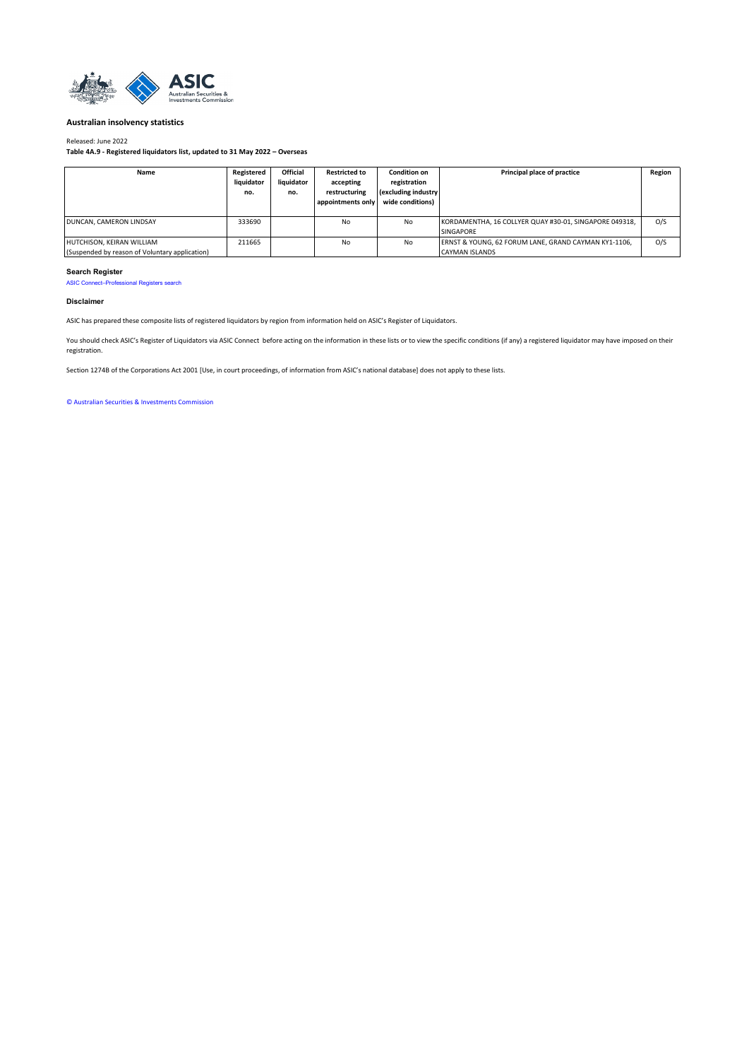## Australian insolvency statistics

Released: June 2022

**Table 4A.9 - Registered liquidators list, updated to 31 May 2022 – Overseas**

| Name | Registered liquidator no. | Official liquidator no. | Restricted to accepting restructuring appointments only | Condition on registration (excluding industry wide conditions) | Principal place of practice | Region |
|---|---|---|---|---|---|---|
| DUNCAN, CAMERON LINDSAY | 333690 | | No | No | KORDAMENTHA, 16 COLLYER QUAY #30-01, SINGAPORE 049318, SINGAPORE | O/S |
| HUTCHISON, KEIRAN WILLIAM (Suspended by reason of Voluntary application) | 211665 | | No | No | ERNST & YOUNG, 62 FORUM LANE, GRAND CAYMAN KY1-1106, CAYMAN ISLANDS | O/S |

**Search Register**

ASIC Connect–Professional Registers search

**Disclaimer**

ASIC has prepared these composite lists of registered liquidators by region from information held on ASIC's Register of Liquidators.

You should check ASIC's Register of Liquidators via ASIC Connect before acting on the information in these lists or to view the specific conditions (if any) a registered liquidator may have imposed on their registration.

Section 1274B of the Corporations Act 2001 [Use, in court proceedings, of information from ASIC's national database] does not apply to these lists.

© Australian Securities & Investments Commission